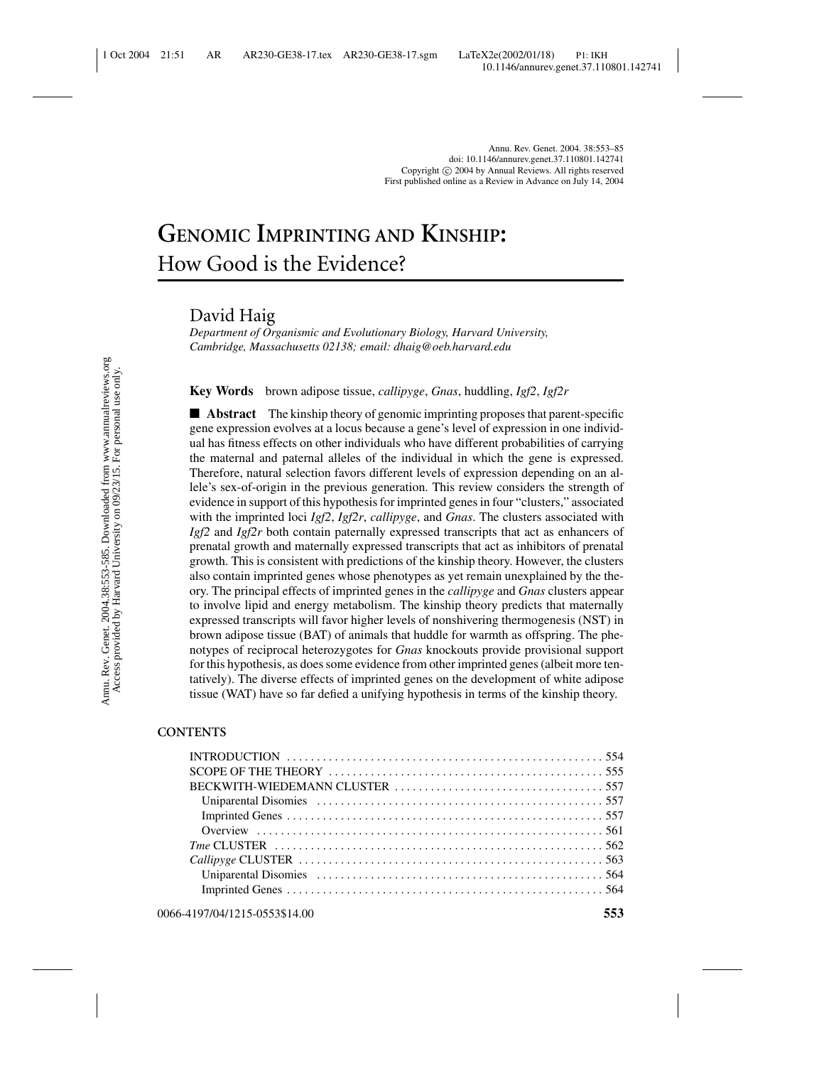Annu. Rev. Genet. 2004. 38:553–85
doi: 10.1146/annurev.genet.37.110801.142741
Copyright © 2004 by Annual Reviews. All rights reserved
First published online as a Review in Advance on July 14, 2004

# GENOMIC IMPRINTING AND KINSHIP: How Good is the Evidence?

David Haig

*Department of Organismic and Evolutionary Biology, Harvard University, Cambridge, Massachusetts 02138; email: dhaig@oeb.harvard.edu*

**Key Words** brown adipose tissue, *callipyge*, *Gnas*, huddling, *Igf2*, *Igf2r*

■ **Abstract** The kinship theory of genomic imprinting proposes that parent-specific gene expression evolves at a locus because a gene's level of expression in one individual has fitness effects on other individuals who have different probabilities of carrying the maternal and paternal alleles of the individual in which the gene is expressed. Therefore, natural selection favors different levels of expression depending on an allele's sex-of-origin in the previous generation. This review considers the strength of evidence in support of this hypothesis for imprinted genes in four "clusters," associated with the imprinted loci *Igf2*, *Igf2r*, *callipyge*, and *Gnas*. The clusters associated with *Igf2* and *Igf2r* both contain paternally expressed transcripts that act as enhancers of prenatal growth and maternally expressed transcripts that act as inhibitors of prenatal growth. This is consistent with predictions of the kinship theory. However, the clusters also contain imprinted genes whose phenotypes as yet remain unexplained by the theory. The principal effects of imprinted genes in the *callipyge* and *Gnas* clusters appear to involve lipid and energy metabolism. The kinship theory predicts that maternally expressed transcripts will favor higher levels of nonshivering thermogenesis (NST) in brown adipose tissue (BAT) of animals that huddle for warmth as offspring. The phenotypes of reciprocal heterozygotes for *Gnas* knockouts provide provisional support for this hypothesis, as does some evidence from other imprinted genes (albeit more tentatively). The diverse effects of imprinted genes on the development of white adipose tissue (WAT) have so far defied a unifying hypothesis in terms of the kinship theory.

**CONTENTS**

- INTRODUCTION ..................................................... 554
- SCOPE OF THE THEORY ............................................. 555
- BECKWITH-WIEDEMANN CLUSTER .................................. 557
  - Uniparental Disomies ............................................. 557
  - Imprinted Genes .................................................. 557
  - Overview ......................................................... 561
- *Tme* CLUSTER ...................................................... 562
- *Callipyge* CLUSTER ................................................ 563
  - Uniparental Disomies ............................................. 564
  - Imprinted Genes .................................................. 564

0066-4197/04/1215-0553$14.00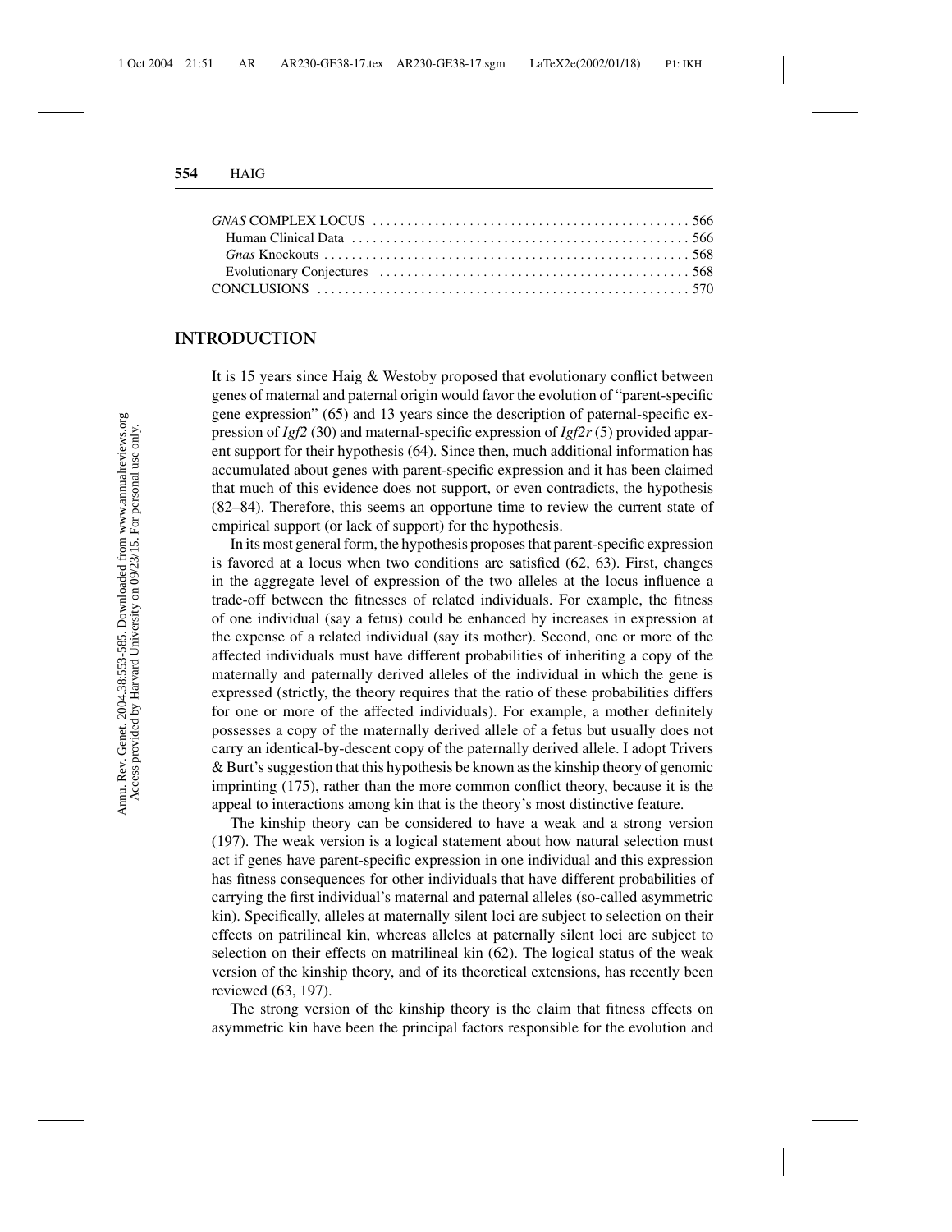GNAS COMPLEX LOCUS ........ 566
Human Clinical Data ........ 566
*Gnas* Knockouts ........ 568
Evolutionary Conjectures ........ 568
CONCLUSIONS ........ 570

## INTRODUCTION

It is 15 years since Haig & Westoby proposed that evolutionary conflict between genes of maternal and paternal origin would favor the evolution of "parent-specific gene expression" (65) and 13 years since the description of paternal-specific expression of *Igf2* (30) and maternal-specific expression of *Igf2r* (5) provided apparent support for their hypothesis (64). Since then, much additional information has accumulated about genes with parent-specific expression and it has been claimed that much of this evidence does not support, or even contradicts, the hypothesis (82–84). Therefore, this seems an opportune time to review the current state of empirical support (or lack of support) for the hypothesis.

In its most general form, the hypothesis proposes that parent-specific expression is favored at a locus when two conditions are satisfied (62, 63). First, changes in the aggregate level of expression of the two alleles at the locus influence a trade-off between the fitnesses of related individuals. For example, the fitness of one individual (say a fetus) could be enhanced by increases in expression at the expense of a related individual (say its mother). Second, one or more of the affected individuals must have different probabilities of inheriting a copy of the maternally and paternally derived alleles of the individual in which the gene is expressed (strictly, the theory requires that the ratio of these probabilities differs for one or more of the affected individuals). For example, a mother definitely possesses a copy of the maternally derived allele of a fetus but usually does not carry an identical-by-descent copy of the paternally derived allele. I adopt Trivers & Burt's suggestion that this hypothesis be known as the kinship theory of genomic imprinting (175), rather than the more common conflict theory, because it is the appeal to interactions among kin that is the theory's most distinctive feature.

The kinship theory can be considered to have a weak and a strong version (197). The weak version is a logical statement about how natural selection must act if genes have parent-specific expression in one individual and this expression has fitness consequences for other individuals that have different probabilities of carrying the first individual's maternal and paternal alleles (so-called asymmetric kin). Specifically, alleles at maternally silent loci are subject to selection on their effects on patrilineal kin, whereas alleles at paternally silent loci are subject to selection on their effects on matrilineal kin (62). The logical status of the weak version of the kinship theory, and of its theoretical extensions, has recently been reviewed (63, 197).

The strong version of the kinship theory is the claim that fitness effects on asymmetric kin have been the principal factors responsible for the evolution and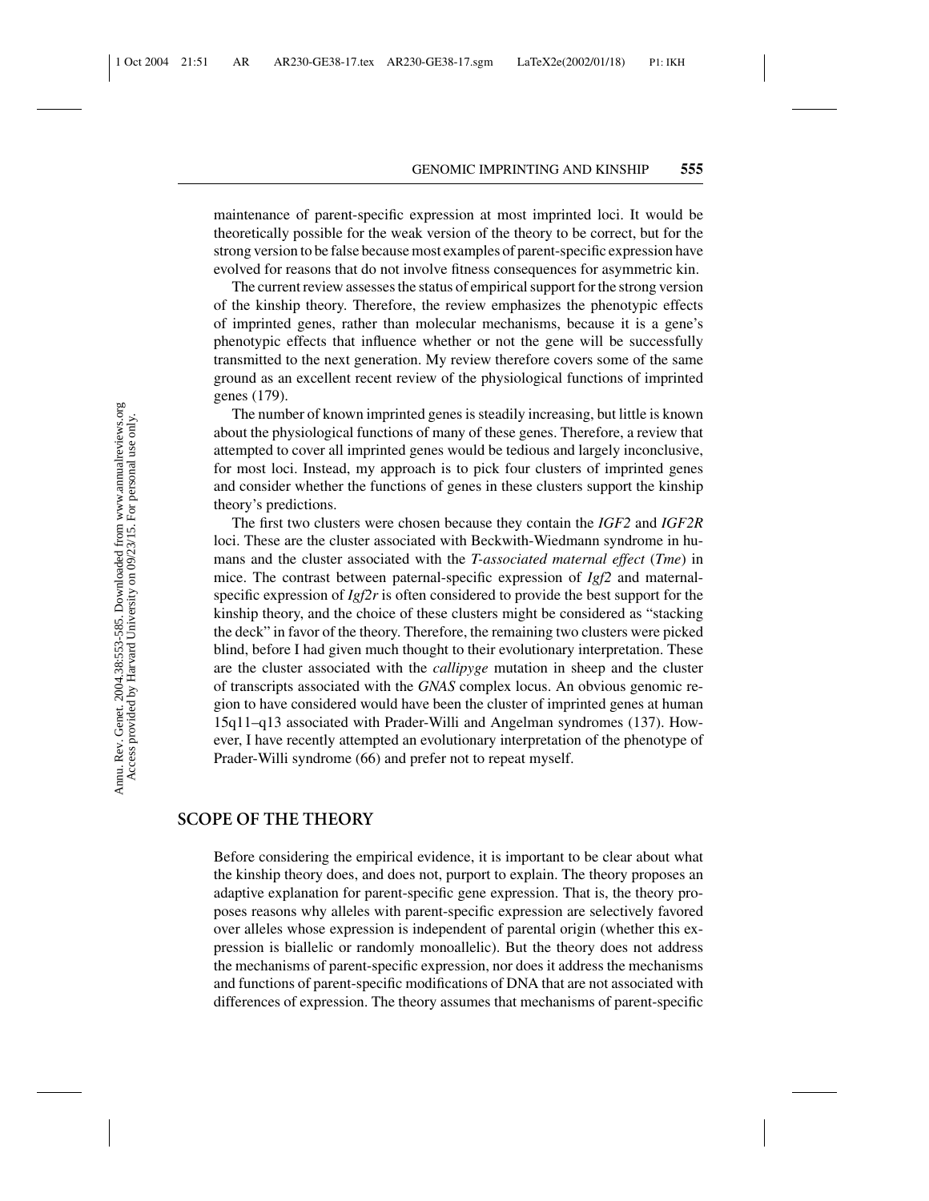maintenance of parent-specific expression at most imprinted loci. It would be theoretically possible for the weak version of the theory to be correct, but for the strong version to be false because most examples of parent-specific expression have evolved for reasons that do not involve fitness consequences for asymmetric kin.

The current review assesses the status of empirical support for the strong version of the kinship theory. Therefore, the review emphasizes the phenotypic effects of imprinted genes, rather than molecular mechanisms, because it is a gene's phenotypic effects that influence whether or not the gene will be successfully transmitted to the next generation. My review therefore covers some of the same ground as an excellent recent review of the physiological functions of imprinted genes (179).

The number of known imprinted genes is steadily increasing, but little is known about the physiological functions of many of these genes. Therefore, a review that attempted to cover all imprinted genes would be tedious and largely inconclusive, for most loci. Instead, my approach is to pick four clusters of imprinted genes and consider whether the functions of genes in these clusters support the kinship theory's predictions.

The first two clusters were chosen because they contain the *IGF2* and *IGF2R* loci. These are the cluster associated with Beckwith-Wiedmann syndrome in humans and the cluster associated with the *T-associated maternal effect* (*Tme*) in mice. The contrast between paternal-specific expression of *Igf2* and maternal-specific expression of *Igf2r* is often considered to provide the best support for the kinship theory, and the choice of these clusters might be considered as "stacking the deck" in favor of the theory. Therefore, the remaining two clusters were picked blind, before I had given much thought to their evolutionary interpretation. These are the cluster associated with the *callipyge* mutation in sheep and the cluster of transcripts associated with the *GNAS* complex locus. An obvious genomic region to have considered would have been the cluster of imprinted genes at human 15q11–q13 associated with Prader-Willi and Angelman syndromes (137). However, I have recently attempted an evolutionary interpretation of the phenotype of Prader-Willi syndrome (66) and prefer not to repeat myself.

## SCOPE OF THE THEORY

Before considering the empirical evidence, it is important to be clear about what the kinship theory does, and does not, purport to explain. The theory proposes an adaptive explanation for parent-specific gene expression. That is, the theory proposes reasons why alleles with parent-specific expression are selectively favored over alleles whose expression is independent of parental origin (whether this expression is biallelic or randomly monoallelic). But the theory does not address the mechanisms of parent-specific expression, nor does it address the mechanisms and functions of parent-specific modifications of DNA that are not associated with differences of expression. The theory assumes that mechanisms of parent-specific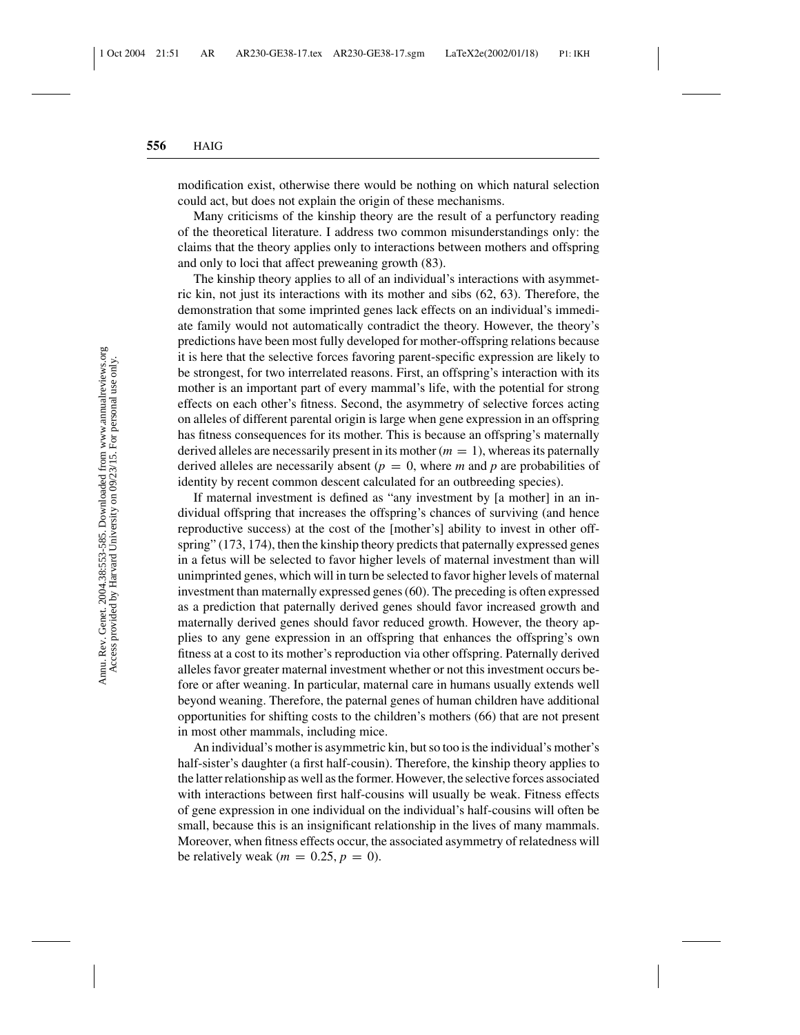modification exist, otherwise there would be nothing on which natural selection could act, but does not explain the origin of these mechanisms.

Many criticisms of the kinship theory are the result of a perfunctory reading of the theoretical literature. I address two common misunderstandings only: the claims that the theory applies only to interactions between mothers and offspring and only to loci that affect preweaning growth (83).

The kinship theory applies to all of an individual's interactions with asymmetric kin, not just its interactions with its mother and sibs (62, 63). Therefore, the demonstration that some imprinted genes lack effects on an individual's immediate family would not automatically contradict the theory. However, the theory's predictions have been most fully developed for mother-offspring relations because it is here that the selective forces favoring parent-specific expression are likely to be strongest, for two interrelated reasons. First, an offspring's interaction with its mother is an important part of every mammal's life, with the potential for strong effects on each other's fitness. Second, the asymmetry of selective forces acting on alleles of different parental origin is large when gene expression in an offspring has fitness consequences for its mother. This is because an offspring's maternally derived alleles are necessarily present in its mother ($m = 1$), whereas its paternally derived alleles are necessarily absent ($p = 0$, where $m$ and $p$ are probabilities of identity by recent common descent calculated for an outbreeding species).

If maternal investment is defined as "any investment by [a mother] in an individual offspring that increases the offspring's chances of surviving (and hence reproductive success) at the cost of the [mother's] ability to invest in other offspring" (173, 174), then the kinship theory predicts that paternally expressed genes in a fetus will be selected to favor higher levels of maternal investment than will unimprinted genes, which will in turn be selected to favor higher levels of maternal investment than maternally expressed genes (60). The preceding is often expressed as a prediction that paternally derived genes should favor increased growth and maternally derived genes should favor reduced growth. However, the theory applies to any gene expression in an offspring that enhances the offspring's own fitness at a cost to its mother's reproduction via other offspring. Paternally derived alleles favor greater maternal investment whether or not this investment occurs before or after weaning. In particular, maternal care in humans usually extends well beyond weaning. Therefore, the paternal genes of human children have additional opportunities for shifting costs to the children's mothers (66) that are not present in most other mammals, including mice.

An individual's mother is asymmetric kin, but so too is the individual's mother's half-sister's daughter (a first half-cousin). Therefore, the kinship theory applies to the latter relationship as well as the former. However, the selective forces associated with interactions between first half-cousins will usually be weak. Fitness effects of gene expression in one individual on the individual's half-cousins will often be small, because this is an insignificant relationship in the lives of many mammals. Moreover, when fitness effects occur, the associated asymmetry of relatedness will be relatively weak ($m = 0.25$, $p = 0$).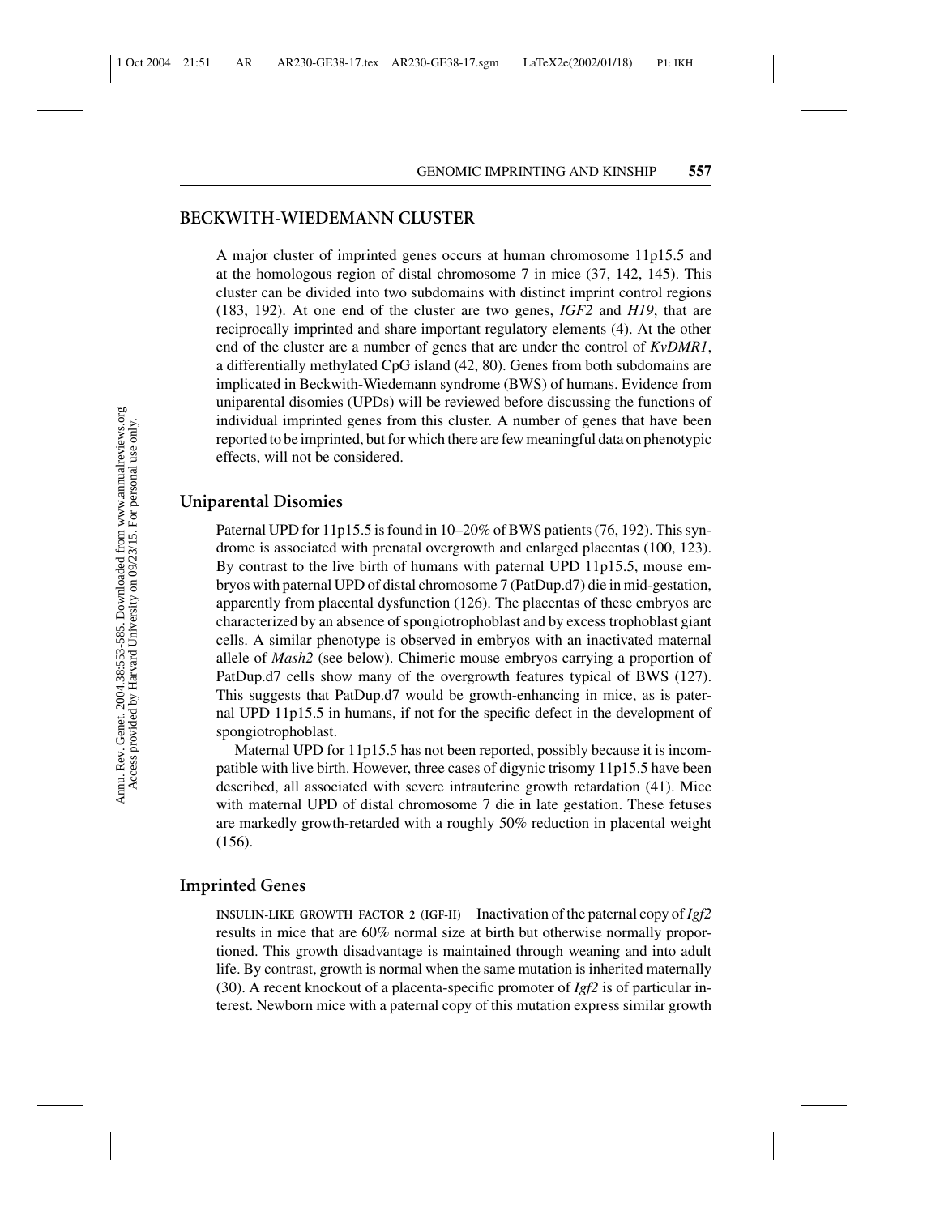## BECKWITH-WIEDEMANN CLUSTER

A major cluster of imprinted genes occurs at human chromosome 11p15.5 and at the homologous region of distal chromosome 7 in mice (37, 142, 145). This cluster can be divided into two subdomains with distinct imprint control regions (183, 192). At one end of the cluster are two genes, *IGF2* and *H19*, that are reciprocally imprinted and share important regulatory elements (4). At the other end of the cluster are a number of genes that are under the control of *KvDMR1*, a differentially methylated CpG island (42, 80). Genes from both subdomains are implicated in Beckwith-Wiedemann syndrome (BWS) of humans. Evidence from uniparental disomies (UPDs) will be reviewed before discussing the functions of individual imprinted genes from this cluster. A number of genes that have been reported to be imprinted, but for which there are few meaningful data on phenotypic effects, will not be considered.

### Uniparental Disomies

Paternal UPD for 11p15.5 is found in 10–20% of BWS patients (76, 192). This syndrome is associated with prenatal overgrowth and enlarged placentas (100, 123). By contrast to the live birth of humans with paternal UPD 11p15.5, mouse embryos with paternal UPD of distal chromosome 7 (PatDup.d7) die in mid-gestation, apparently from placental dysfunction (126). The placentas of these embryos are characterized by an absence of spongiotrophoblast and by excess trophoblast giant cells. A similar phenotype is observed in embryos with an inactivated maternal allele of *Mash2* (see below). Chimeric mouse embryos carrying a proportion of PatDup.d7 cells show many of the overgrowth features typical of BWS (127). This suggests that PatDup.d7 would be growth-enhancing in mice, as is paternal UPD 11p15.5 in humans, if not for the specific defect in the development of spongiotrophoblast.

Maternal UPD for 11p15.5 has not been reported, possibly because it is incompatible with live birth. However, three cases of digynic trisomy 11p15.5 have been described, all associated with severe intrauterine growth retardation (41). Mice with maternal UPD of distal chromosome 7 die in late gestation. These fetuses are markedly growth-retarded with a roughly 50% reduction in placental weight (156).

### Imprinted Genes

INSULIN-LIKE GROWTH FACTOR 2 (IGF-II) Inactivation of the paternal copy of *Igf2* results in mice that are 60% normal size at birth but otherwise normally proportioned. This growth disadvantage is maintained through weaning and into adult life. By contrast, growth is normal when the same mutation is inherited maternally (30). A recent knockout of a placenta-specific promoter of *Igf2* is of particular interest. Newborn mice with a paternal copy of this mutation express similar growth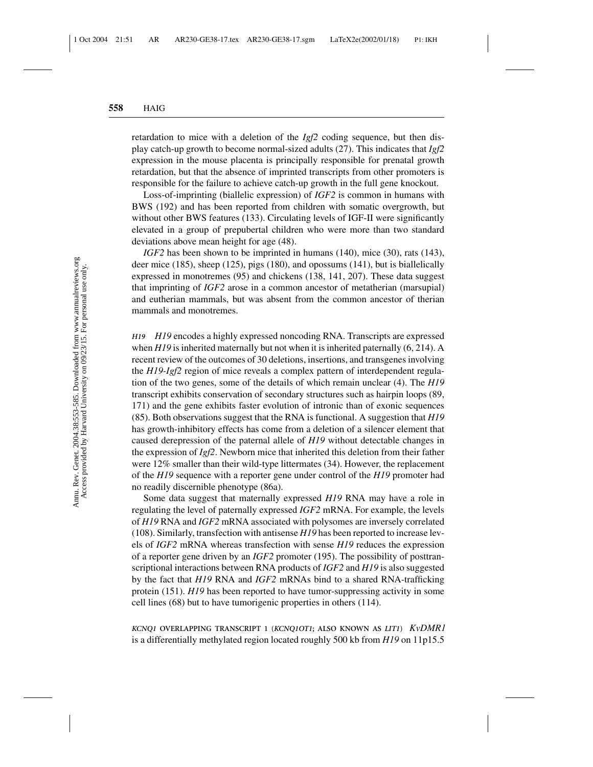retardation to mice with a deletion of the *Igf2* coding sequence, but then display catch-up growth to become normal-sized adults (27). This indicates that *Igf2* expression in the mouse placenta is principally responsible for prenatal growth retardation, but that the absence of imprinted transcripts from other promoters is responsible for the failure to achieve catch-up growth in the full gene knockout.

Loss-of-imprinting (biallelic expression) of *IGF2* is common in humans with BWS (192) and has been reported from children with somatic overgrowth, but without other BWS features (133). Circulating levels of IGF-II were significantly elevated in a group of prepubertal children who were more than two standard deviations above mean height for age (48).

*IGF2* has been shown to be imprinted in humans (140), mice (30), rats (143), deer mice (185), sheep (125), pigs (180), and opossums (141), but is biallelically expressed in monotremes (95) and chickens (138, 141, 207). These data suggest that imprinting of *IGF2* arose in a common ancestor of metatherian (marsupial) and eutherian mammals, but was absent from the common ancestor of therian mammals and monotremes.

*H19* *H19* encodes a highly expressed noncoding RNA. Transcripts are expressed when *H19* is inherited maternally but not when it is inherited paternally (6, 214). A recent review of the outcomes of 30 deletions, insertions, and transgenes involving the *H19-Igf2* region of mice reveals a complex pattern of interdependent regulation of the two genes, some of the details of which remain unclear (4). The *H19* transcript exhibits conservation of secondary structures such as hairpin loops (89, 171) and the gene exhibits faster evolution of intronic than of exonic sequences (85). Both observations suggest that the RNA is functional. A suggestion that *H19* has growth-inhibitory effects has come from a deletion of a silencer element that caused derepression of the paternal allele of *H19* without detectable changes in the expression of *Igf2*. Newborn mice that inherited this deletion from their father were 12% smaller than their wild-type littermates (34). However, the replacement of the *H19* sequence with a reporter gene under control of the *H19* promoter had no readily discernible phenotype (86a).

Some data suggest that maternally expressed *H19* RNA may have a role in regulating the level of paternally expressed *IGF2* mRNA. For example, the levels of *H19* RNA and *IGF2* mRNA associated with polysomes are inversely correlated (108). Similarly, transfection with antisense *H19* has been reported to increase levels of *IGF2* mRNA whereas transfection with sense *H19* reduces the expression of a reporter gene driven by an *IGF2* promoter (195). The possibility of posttranscriptional interactions between RNA products of *IGF2* and *H19* is also suggested by the fact that *H19* RNA and *IGF2* mRNAs bind to a shared RNA-trafficking protein (151). *H19* has been reported to have tumor-suppressing activity in some cell lines (68) but to have tumorigenic properties in others (114).

*KCNQ1* OVERLAPPING TRANSCRIPT 1 (*KCNQ1OT1*; ALSO KNOWN AS *LIT1*) *KvDMR1* is a differentially methylated region located roughly 500 kb from *H19* on 11p15.5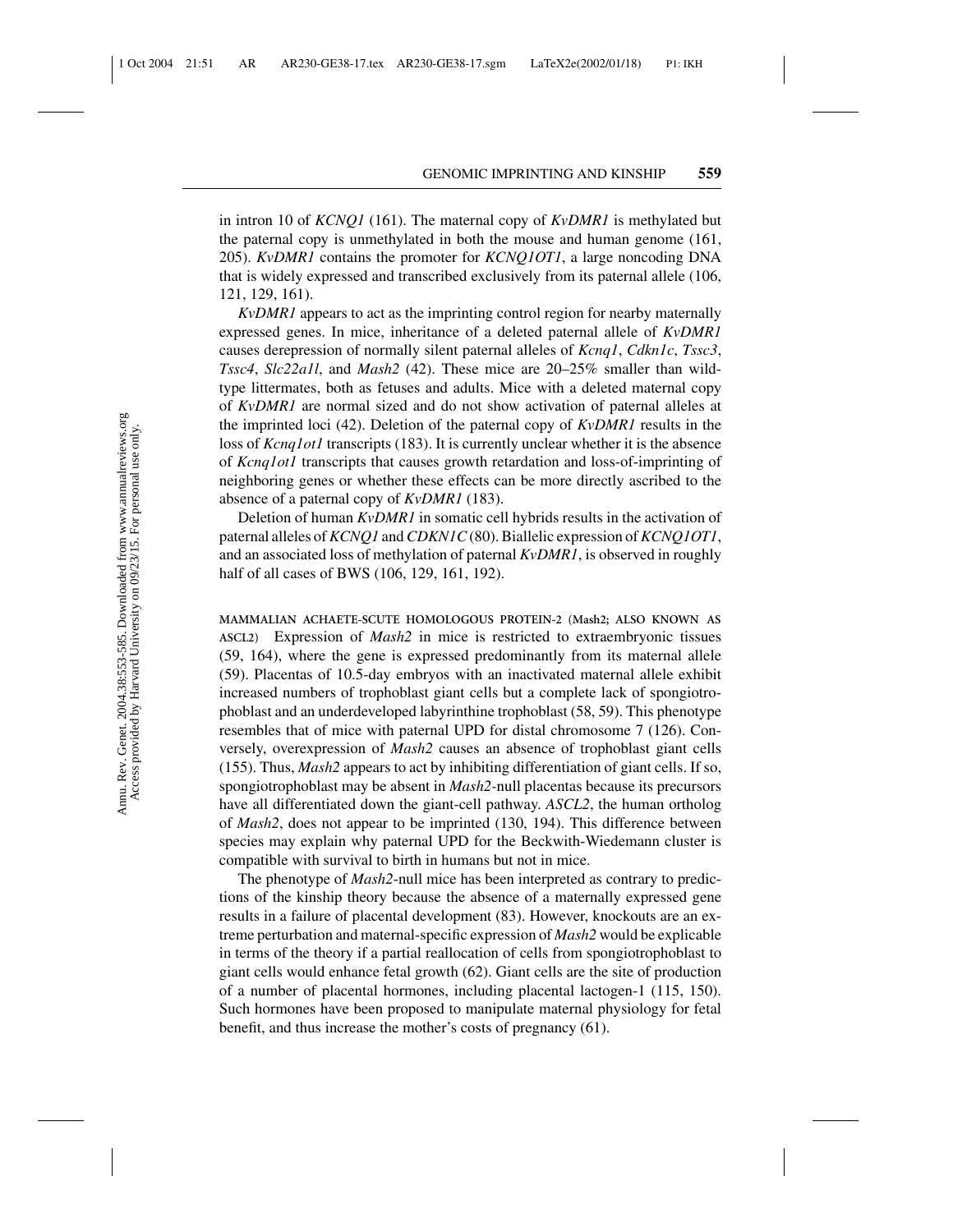in intron 10 of *KCNQ1* (161). The maternal copy of *KvDMR1* is methylated but the paternal copy is unmethylated in both the mouse and human genome (161, 205). *KvDMR1* contains the promoter for *KCNQ1OT1*, a large noncoding DNA that is widely expressed and transcribed exclusively from its paternal allele (106, 121, 129, 161).

*KvDMR1* appears to act as the imprinting control region for nearby maternally expressed genes. In mice, inheritance of a deleted paternal allele of *KvDMR1* causes derepression of normally silent paternal alleles of *Kcnq1*, *Cdkn1c*, *Tssc3*, *Tssc4*, *Slc22a1l*, and *Mash2* (42). These mice are 20–25% smaller than wild-type littermates, both as fetuses and adults. Mice with a deleted maternal copy of *KvDMR1* are normal sized and do not show activation of paternal alleles at the imprinted loci (42). Deletion of the paternal copy of *KvDMR1* results in the loss of *Kcnq1ot1* transcripts (183). It is currently unclear whether it is the absence of *Kcnq1ot1* transcripts that causes growth retardation and loss-of-imprinting of neighboring genes or whether these effects can be more directly ascribed to the absence of a paternal copy of *KvDMR1* (183).

Deletion of human *KvDMR1* in somatic cell hybrids results in the activation of paternal alleles of *KCNQ1* and *CDKN1C* (80). Biallelic expression of *KCNQ1OT1*, and an associated loss of methylation of paternal *KvDMR1*, is observed in roughly half of all cases of BWS (106, 129, 161, 192).

**MAMMALIAN ACHAETE-SCUTE HOMOLOGOUS PROTEIN-2 (*Mash2*; ALSO KNOWN AS *ASCL2*)** Expression of *Mash2* in mice is restricted to extraembryonic tissues (59, 164), where the gene is expressed predominantly from its maternal allele (59). Placentas of 10.5-day embryos with an inactivated maternal allele exhibit increased numbers of trophoblast giant cells but a complete lack of spongiotrophoblast and an underdeveloped labyrinthine trophoblast (58, 59). This phenotype resembles that of mice with paternal UPD for distal chromosome 7 (126). Conversely, overexpression of *Mash2* causes an absence of trophoblast giant cells (155). Thus, *Mash2* appears to act by inhibiting differentiation of giant cells. If so, spongiotrophoblast may be absent in *Mash2*-null placentas because its precursors have all differentiated down the giant-cell pathway. *ASCL2*, the human ortholog of *Mash2*, does not appear to be imprinted (130, 194). This difference between species may explain why paternal UPD for the Beckwith-Wiedemann cluster is compatible with survival to birth in humans but not in mice.

The phenotype of *Mash2*-null mice has been interpreted as contrary to predictions of the kinship theory because the absence of a maternally expressed gene results in a failure of placental development (83). However, knockouts are an extreme perturbation and maternal-specific expression of *Mash2* would be explicable in terms of the theory if a partial reallocation of cells from spongiotrophoblast to giant cells would enhance fetal growth (62). Giant cells are the site of production of a number of placental hormones, including placental lactogen-1 (115, 150). Such hormones have been proposed to manipulate maternal physiology for fetal benefit, and thus increase the mother's costs of pregnancy (61).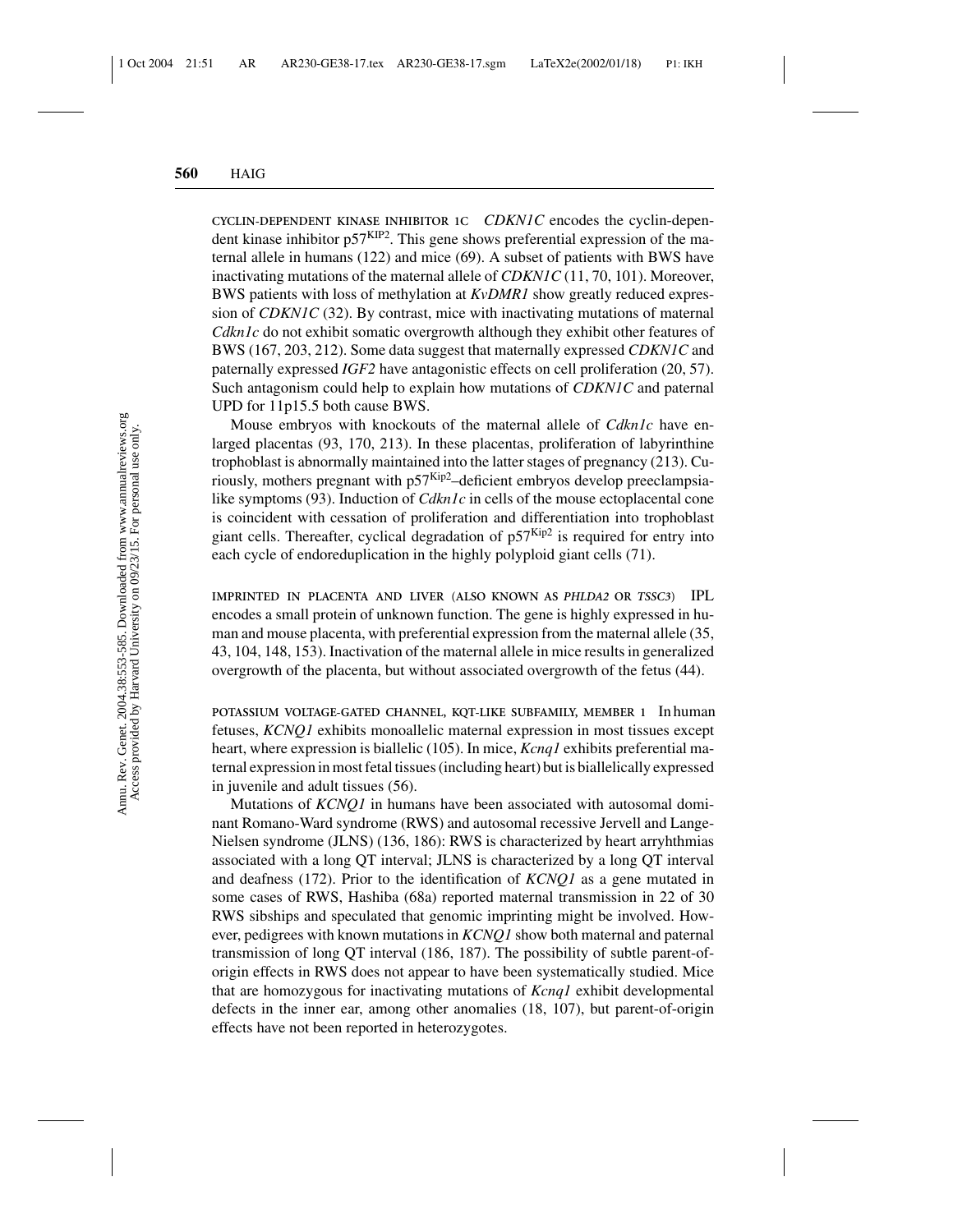CYCLIN-DEPENDENT KINASE INHIBITOR 1C *CDKN1C* encodes the cyclin-dependent kinase inhibitor p57$^{KIP2}$. This gene shows preferential expression of the maternal allele in humans (122) and mice (69). A subset of patients with BWS have inactivating mutations of the maternal allele of *CDKN1C* (11, 70, 101). Moreover, BWS patients with loss of methylation at *KvDMR1* show greatly reduced expression of *CDKN1C* (32). By contrast, mice with inactivating mutations of maternal *Cdkn1c* do not exhibit somatic overgrowth although they exhibit other features of BWS (167, 203, 212). Some data suggest that maternally expressed *CDKN1C* and paternally expressed *IGF2* have antagonistic effects on cell proliferation (20, 57). Such antagonism could help to explain how mutations of *CDKN1C* and paternal UPD for 11p15.5 both cause BWS.

Mouse embryos with knockouts of the maternal allele of *Cdkn1c* have enlarged placentas (93, 170, 213). In these placentas, proliferation of labyrinthine trophoblast is abnormally maintained into the latter stages of pregnancy (213). Curiously, mothers pregnant with p57$^{Kip2}$–deficient embryos develop preeclampsia-like symptoms (93). Induction of *Cdkn1c* in cells of the mouse ectoplacental cone is coincident with cessation of proliferation and differentiation into trophoblast giant cells. Thereafter, cyclical degradation of p57$^{Kip2}$ is required for entry into each cycle of endoreduplication in the highly polyploid giant cells (71).

IMPRINTED IN PLACENTA AND LIVER (ALSO KNOWN AS *PHLDA2* OR *TSSC3*) IPL encodes a small protein of unknown function. The gene is highly expressed in human and mouse placenta, with preferential expression from the maternal allele (35, 43, 104, 148, 153). Inactivation of the maternal allele in mice results in generalized overgrowth of the placenta, but without associated overgrowth of the fetus (44).

POTASSIUM VOLTAGE-GATED CHANNEL, KQT-LIKE SUBFAMILY, MEMBER 1 In human fetuses, *KCNQ1* exhibits monoallelic maternal expression in most tissues except heart, where expression is biallelic (105). In mice, *Kcnq1* exhibits preferential maternal expression in most fetal tissues (including heart) but is biallelically expressed in juvenile and adult tissues (56).

Mutations of *KCNQ1* in humans have been associated with autosomal dominant Romano-Ward syndrome (RWS) and autosomal recessive Jervell and Lange-Nielsen syndrome (JLNS) (136, 186): RWS is characterized by heart arryhthmias associated with a long QT interval; JLNS is characterized by a long QT interval and deafness (172). Prior to the identification of *KCNQ1* as a gene mutated in some cases of RWS, Hashiba (68a) reported maternal transmission in 22 of 30 RWS sibships and speculated that genomic imprinting might be involved. However, pedigrees with known mutations in *KCNQ1* show both maternal and paternal transmission of long QT interval (186, 187). The possibility of subtle parent-of-origin effects in RWS does not appear to have been systematically studied. Mice that are homozygous for inactivating mutations of *Kcnq1* exhibit developmental defects in the inner ear, among other anomalies (18, 107), but parent-of-origin effects have not been reported in heterozygotes.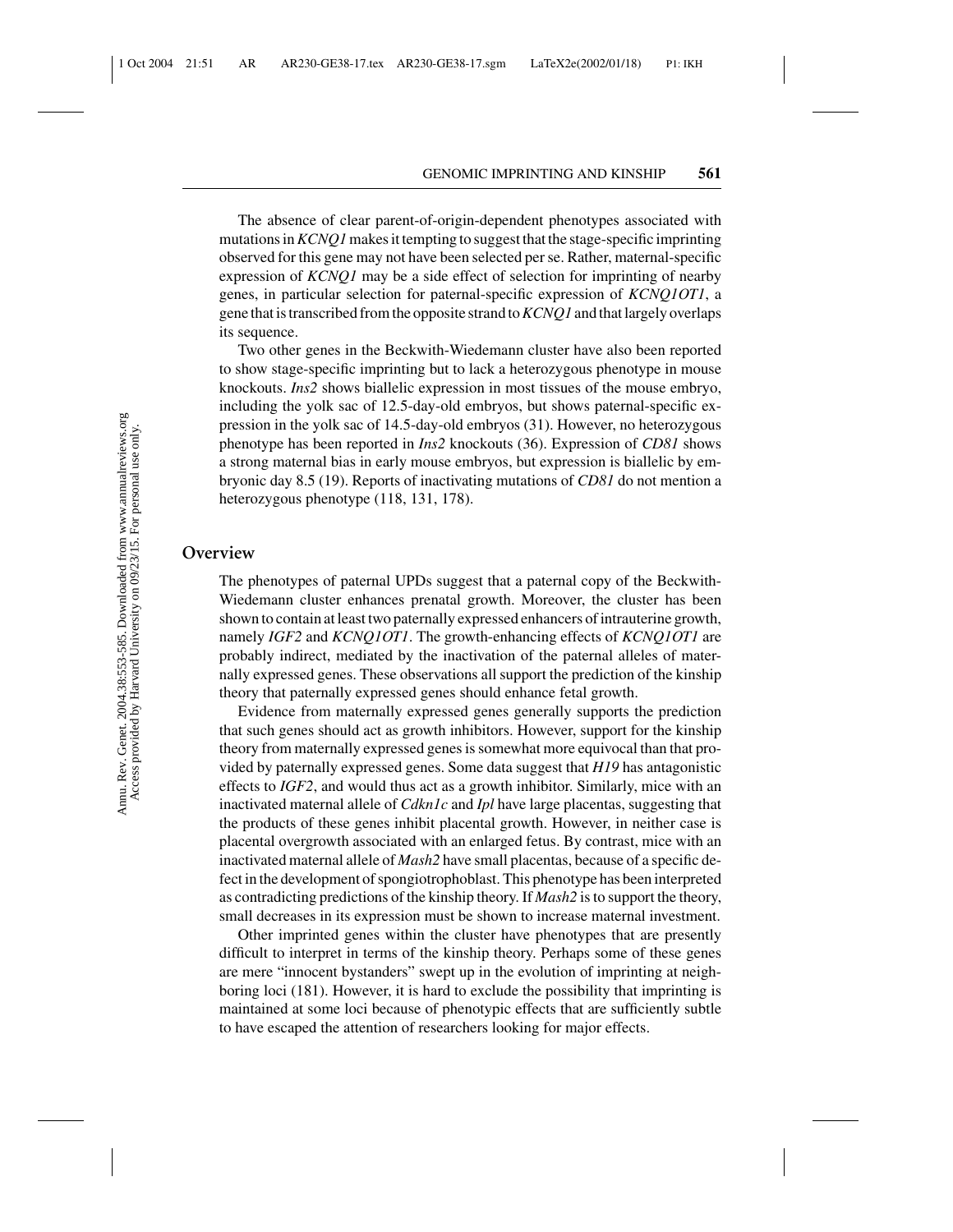The absence of clear parent-of-origin-dependent phenotypes associated with mutations in *KCNQ1* makes it tempting to suggest that the stage-specific imprinting observed for this gene may not have been selected per se. Rather, maternal-specific expression of *KCNQ1* may be a side effect of selection for imprinting of nearby genes, in particular selection for paternal-specific expression of *KCNQ1OT1*, a gene that is transcribed from the opposite strand to *KCNQ1* and that largely overlaps its sequence.

Two other genes in the Beckwith-Wiedemann cluster have also been reported to show stage-specific imprinting but to lack a heterozygous phenotype in mouse knockouts. *Ins2* shows biallelic expression in most tissues of the mouse embryo, including the yolk sac of 12.5-day-old embryos, but shows paternal-specific expression in the yolk sac of 14.5-day-old embryos (31). However, no heterozygous phenotype has been reported in *Ins2* knockouts (36). Expression of *CD81* shows a strong maternal bias in early mouse embryos, but expression is biallelic by embryonic day 8.5 (19). Reports of inactivating mutations of *CD81* do not mention a heterozygous phenotype (118, 131, 178).

## Overview

The phenotypes of paternal UPDs suggest that a paternal copy of the Beckwith-Wiedemann cluster enhances prenatal growth. Moreover, the cluster has been shown to contain at least two paternally expressed enhancers of intrauterine growth, namely *IGF2* and *KCNQ1OT1*. The growth-enhancing effects of *KCNQ1OT1* are probably indirect, mediated by the inactivation of the paternal alleles of maternally expressed genes. These observations all support the prediction of the kinship theory that paternally expressed genes should enhance fetal growth.

Evidence from maternally expressed genes generally supports the prediction that such genes should act as growth inhibitors. However, support for the kinship theory from maternally expressed genes is somewhat more equivocal than that provided by paternally expressed genes. Some data suggest that *H19* has antagonistic effects to *IGF2*, and would thus act as a growth inhibitor. Similarly, mice with an inactivated maternal allele of *Cdkn1c* and *Ipl* have large placentas, suggesting that the products of these genes inhibit placental growth. However, in neither case is placental overgrowth associated with an enlarged fetus. By contrast, mice with an inactivated maternal allele of *Mash2* have small placentas, because of a specific defect in the development of spongiotrophoblast. This phenotype has been interpreted as contradicting predictions of the kinship theory. If *Mash2* is to support the theory, small decreases in its expression must be shown to increase maternal investment.

Other imprinted genes within the cluster have phenotypes that are presently difficult to interpret in terms of the kinship theory. Perhaps some of these genes are mere "innocent bystanders" swept up in the evolution of imprinting at neighboring loci (181). However, it is hard to exclude the possibility that imprinting is maintained at some loci because of phenotypic effects that are sufficiently subtle to have escaped the attention of researchers looking for major effects.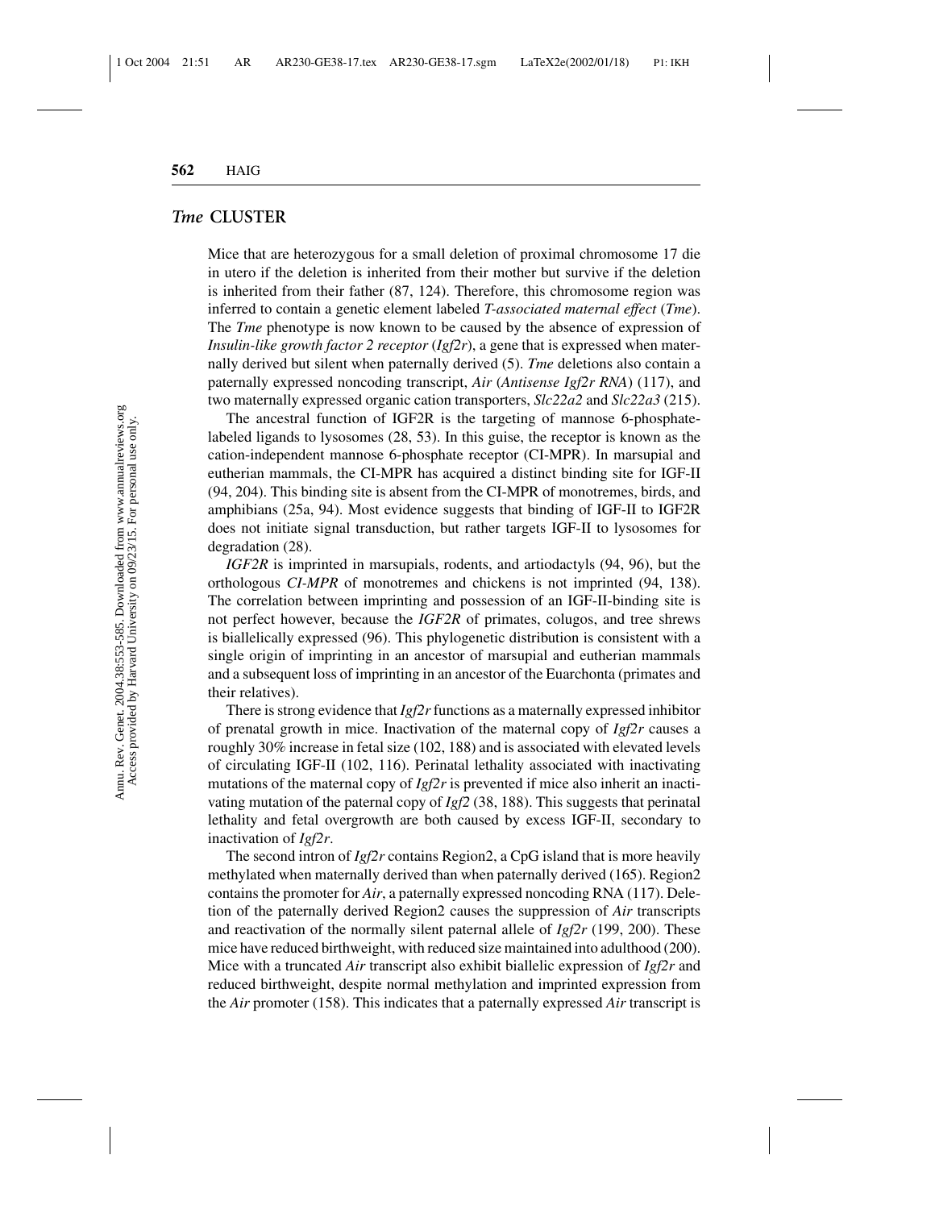## *Tme* CLUSTER

Mice that are heterozygous for a small deletion of proximal chromosome 17 die in utero if the deletion is inherited from their mother but survive if the deletion is inherited from their father (87, 124). Therefore, this chromosome region was inferred to contain a genetic element labeled *T-associated maternal effect* (*Tme*). The *Tme* phenotype is now known to be caused by the absence of expression of *Insulin-like growth factor 2 receptor* (*Igf2r*), a gene that is expressed when maternally derived but silent when paternally derived (5). *Tme* deletions also contain a paternally expressed noncoding transcript, *Air* (*Antisense Igf2r RNA*) (117), and two maternally expressed organic cation transporters, *Slc22a2* and *Slc22a3* (215).

The ancestral function of IGF2R is the targeting of mannose 6-phosphate-labeled ligands to lysosomes (28, 53). In this guise, the receptor is known as the cation-independent mannose 6-phosphate receptor (CI-MPR). In marsupial and eutherian mammals, the CI-MPR has acquired a distinct binding site for IGF-II (94, 204). This binding site is absent from the CI-MPR of monotremes, birds, and amphibians (25a, 94). Most evidence suggests that binding of IGF-II to IGF2R does not initiate signal transduction, but rather targets IGF-II to lysosomes for degradation (28).

*IGF2R* is imprinted in marsupials, rodents, and artiodactyls (94, 96), but the orthologous *CI-MPR* of monotremes and chickens is not imprinted (94, 138). The correlation between imprinting and possession of an IGF-II-binding site is not perfect however, because the *IGF2R* of primates, colugos, and tree shrews is biallelically expressed (96). This phylogenetic distribution is consistent with a single origin of imprinting in an ancestor of marsupial and eutherian mammals and a subsequent loss of imprinting in an ancestor of the Euarchonta (primates and their relatives).

There is strong evidence that *Igf2r* functions as a maternally expressed inhibitor of prenatal growth in mice. Inactivation of the maternal copy of *Igf2r* causes a roughly 30% increase in fetal size (102, 188) and is associated with elevated levels of circulating IGF-II (102, 116). Perinatal lethality associated with inactivating mutations of the maternal copy of *Igf2r* is prevented if mice also inherit an inactivating mutation of the paternal copy of *Igf2* (38, 188). This suggests that perinatal lethality and fetal overgrowth are both caused by excess IGF-II, secondary to inactivation of *Igf2r*.

The second intron of *Igf2r* contains Region2, a CpG island that is more heavily methylated when maternally derived than when paternally derived (165). Region2 contains the promoter for *Air*, a paternally expressed noncoding RNA (117). Deletion of the paternally derived Region2 causes the suppression of *Air* transcripts and reactivation of the normally silent paternal allele of *Igf2r* (199, 200). These mice have reduced birthweight, with reduced size maintained into adulthood (200). Mice with a truncated *Air* transcript also exhibit biallelic expression of *Igf2r* and reduced birthweight, despite normal methylation and imprinted expression from the *Air* promoter (158). This indicates that a paternally expressed *Air* transcript is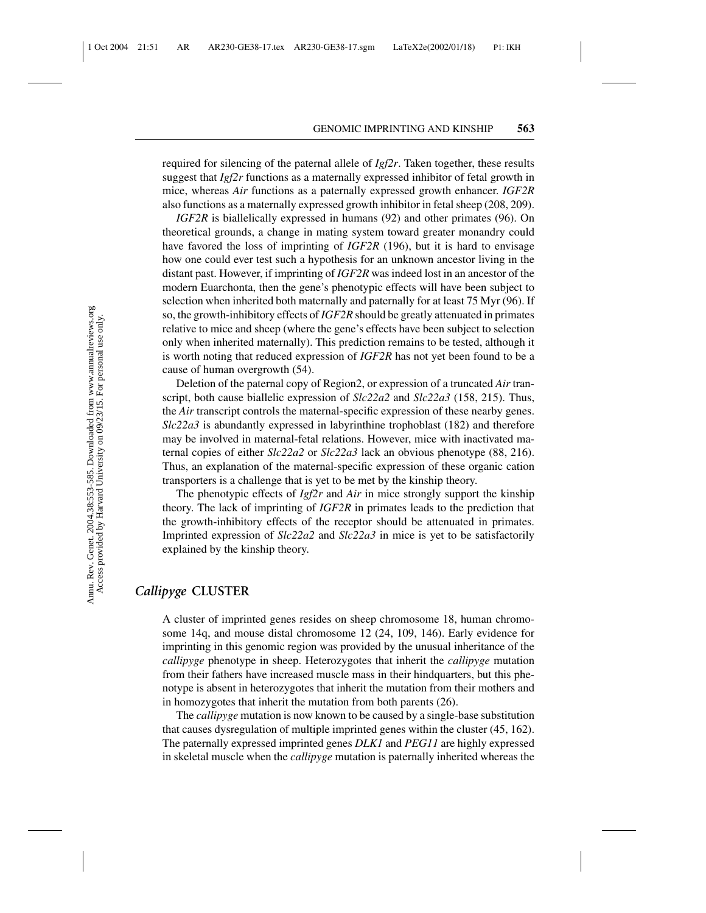required for silencing of the paternal allele of *Igf2r*. Taken together, these results suggest that *Igf2r* functions as a maternally expressed inhibitor of fetal growth in mice, whereas *Air* functions as a paternally expressed growth enhancer. *IGF2R* also functions as a maternally expressed growth inhibitor in fetal sheep (208, 209).

*IGF2R* is biallelically expressed in humans (92) and other primates (96). On theoretical grounds, a change in mating system toward greater monandry could have favored the loss of imprinting of *IGF2R* (196), but it is hard to envisage how one could ever test such a hypothesis for an unknown ancestor living in the distant past. However, if imprinting of *IGF2R* was indeed lost in an ancestor of the modern Euarchonta, then the gene's phenotypic effects will have been subject to selection when inherited both maternally and paternally for at least 75 Myr (96). If so, the growth-inhibitory effects of *IGF2R* should be greatly attenuated in primates relative to mice and sheep (where the gene's effects have been subject to selection only when inherited maternally). This prediction remains to be tested, although it is worth noting that reduced expression of *IGF2R* has not yet been found to be a cause of human overgrowth (54).

Deletion of the paternal copy of Region2, or expression of a truncated *Air* transcript, both cause biallelic expression of *Slc22a2* and *Slc22a3* (158, 215). Thus, the *Air* transcript controls the maternal-specific expression of these nearby genes. *Slc22a3* is abundantly expressed in labyrinthine trophoblast (182) and therefore may be involved in maternal-fetal relations. However, mice with inactivated maternal copies of either *Slc22a2* or *Slc22a3* lack an obvious phenotype (88, 216). Thus, an explanation of the maternal-specific expression of these organic cation transporters is a challenge that is yet to be met by the kinship theory.

The phenotypic effects of *Igf2r* and *Air* in mice strongly support the kinship theory. The lack of imprinting of *IGF2R* in primates leads to the prediction that the growth-inhibitory effects of the receptor should be attenuated in primates. Imprinted expression of *Slc22a2* and *Slc22a3* in mice is yet to be satisfactorily explained by the kinship theory.

## *Callipyge* CLUSTER

A cluster of imprinted genes resides on sheep chromosome 18, human chromosome 14q, and mouse distal chromosome 12 (24, 109, 146). Early evidence for imprinting in this genomic region was provided by the unusual inheritance of the *callipyge* phenotype in sheep. Heterozygotes that inherit the *callipyge* mutation from their fathers have increased muscle mass in their hindquarters, but this phenotype is absent in heterozygotes that inherit the mutation from their mothers and in homozygotes that inherit the mutation from both parents (26).

The *callipyge* mutation is now known to be caused by a single-base substitution that causes dysregulation of multiple imprinted genes within the cluster (45, 162). The paternally expressed imprinted genes *DLK1* and *PEG11* are highly expressed in skeletal muscle when the *callipyge* mutation is paternally inherited whereas the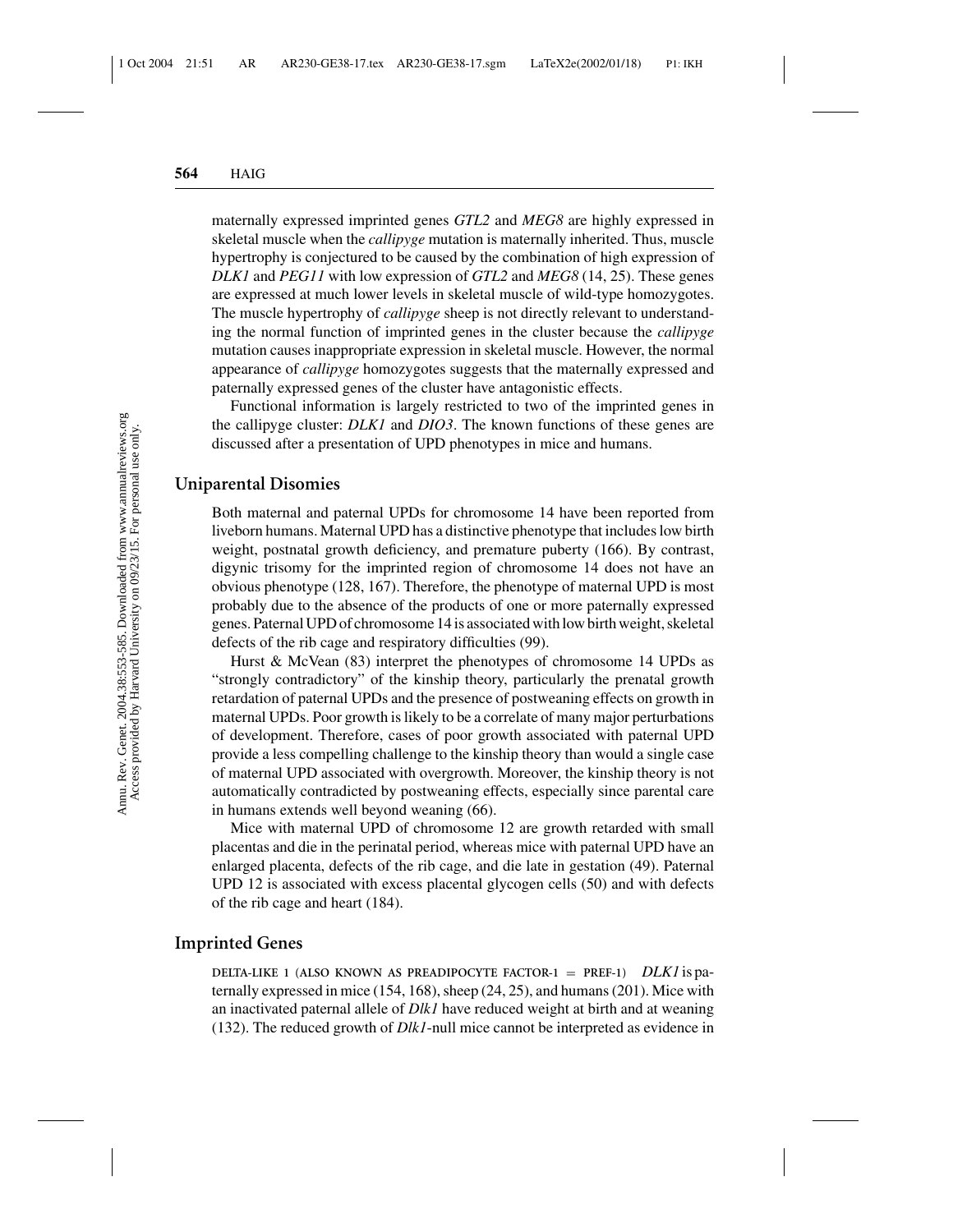maternally expressed imprinted genes *GTL2* and *MEG8* are highly expressed in skeletal muscle when the *callipyge* mutation is maternally inherited. Thus, muscle hypertrophy is conjectured to be caused by the combination of high expression of *DLK1* and *PEG11* with low expression of *GTL2* and *MEG8* (14, 25). These genes are expressed at much lower levels in skeletal muscle of wild-type homozygotes. The muscle hypertrophy of *callipyge* sheep is not directly relevant to understanding the normal function of imprinted genes in the cluster because the *callipyge* mutation causes inappropriate expression in skeletal muscle. However, the normal appearance of *callipyge* homozygotes suggests that the maternally expressed and paternally expressed genes of the cluster have antagonistic effects.

Functional information is largely restricted to two of the imprinted genes in the callipyge cluster: *DLK1* and *DIO3*. The known functions of these genes are discussed after a presentation of UPD phenotypes in mice and humans.

## Uniparental Disomies

Both maternal and paternal UPDs for chromosome 14 have been reported from liveborn humans. Maternal UPD has a distinctive phenotype that includes low birth weight, postnatal growth deficiency, and premature puberty (166). By contrast, digynic trisomy for the imprinted region of chromosome 14 does not have an obvious phenotype (128, 167). Therefore, the phenotype of maternal UPD is most probably due to the absence of the products of one or more paternally expressed genes. Paternal UPD of chromosome 14 is associated with low birth weight, skeletal defects of the rib cage and respiratory difficulties (99).

Hurst & McVean (83) interpret the phenotypes of chromosome 14 UPDs as "strongly contradictory" of the kinship theory, particularly the prenatal growth retardation of paternal UPDs and the presence of postweaning effects on growth in maternal UPDs. Poor growth is likely to be a correlate of many major perturbations of development. Therefore, cases of poor growth associated with paternal UPD provide a less compelling challenge to the kinship theory than would a single case of maternal UPD associated with overgrowth. Moreover, the kinship theory is not automatically contradicted by postweaning effects, especially since parental care in humans extends well beyond weaning (66).

Mice with maternal UPD of chromosome 12 are growth retarded with small placentas and die in the perinatal period, whereas mice with paternal UPD have an enlarged placenta, defects of the rib cage, and die late in gestation (49). Paternal UPD 12 is associated with excess placental glycogen cells (50) and with defects of the rib cage and heart (184).

## Imprinted Genes

DELTA-LIKE 1 (ALSO KNOWN AS PREADIPOCYTE FACTOR-1 = PREF-1) *DLK1* is paternally expressed in mice (154, 168), sheep (24, 25), and humans (201). Mice with an inactivated paternal allele of *Dlk1* have reduced weight at birth and at weaning (132). The reduced growth of *Dlk1*-null mice cannot be interpreted as evidence in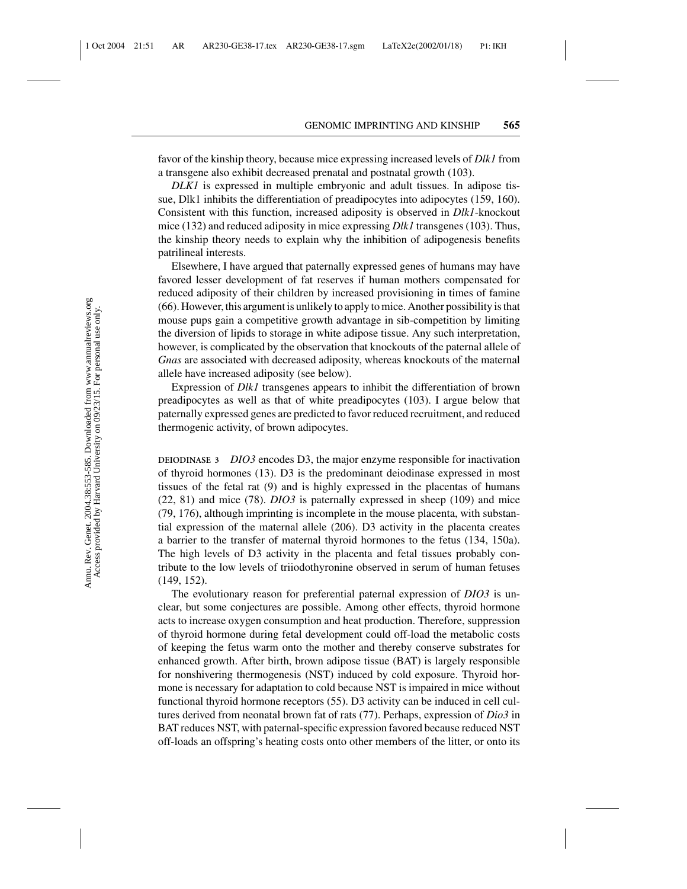favor of the kinship theory, because mice expressing increased levels of *Dlk1* from a transgene also exhibit decreased prenatal and postnatal growth (103).

*DLK1* is expressed in multiple embryonic and adult tissues. In adipose tissue, Dlk1 inhibits the differentiation of preadipocytes into adipocytes (159, 160). Consistent with this function, increased adiposity is observed in *Dlk1*-knockout mice (132) and reduced adiposity in mice expressing *Dlk1* transgenes (103). Thus, the kinship theory needs to explain why the inhibition of adipogenesis benefits patrilineal interests.

Elsewhere, I have argued that paternally expressed genes of humans may have favored lesser development of fat reserves if human mothers compensated for reduced adiposity of their children by increased provisioning in times of famine (66). However, this argument is unlikely to apply to mice. Another possibility is that mouse pups gain a competitive growth advantage in sib-competition by limiting the diversion of lipids to storage in white adipose tissue. Any such interpretation, however, is complicated by the observation that knockouts of the paternal allele of *Gnas* are associated with decreased adiposity, whereas knockouts of the maternal allele have increased adiposity (see below).

Expression of *Dlk1* transgenes appears to inhibit the differentiation of brown preadipocytes as well as that of white preadipocytes (103). I argue below that paternally expressed genes are predicted to favor reduced recruitment, and reduced thermogenic activity, of brown adipocytes.

DEIODINASE 3 *DIO3* encodes D3, the major enzyme responsible for inactivation of thyroid hormones (13). D3 is the predominant deiodinase expressed in most tissues of the fetal rat (9) and is highly expressed in the placentas of humans (22, 81) and mice (78). *DIO3* is paternally expressed in sheep (109) and mice (79, 176), although imprinting is incomplete in the mouse placenta, with substantial expression of the maternal allele (206). D3 activity in the placenta creates a barrier to the transfer of maternal thyroid hormones to the fetus (134, 150a). The high levels of D3 activity in the placenta and fetal tissues probably contribute to the low levels of triiodothyronine observed in serum of human fetuses (149, 152).

The evolutionary reason for preferential paternal expression of *DIO3* is unclear, but some conjectures are possible. Among other effects, thyroid hormone acts to increase oxygen consumption and heat production. Therefore, suppression of thyroid hormone during fetal development could off-load the metabolic costs of keeping the fetus warm onto the mother and thereby conserve substrates for enhanced growth. After birth, brown adipose tissue (BAT) is largely responsible for nonshivering thermogenesis (NST) induced by cold exposure. Thyroid hormone is necessary for adaptation to cold because NST is impaired in mice without functional thyroid hormone receptors (55). D3 activity can be induced in cell cultures derived from neonatal brown fat of rats (77). Perhaps, expression of *Dio3* in BAT reduces NST, with paternal-specific expression favored because reduced NST off-loads an offspring's heating costs onto other members of the litter, or onto its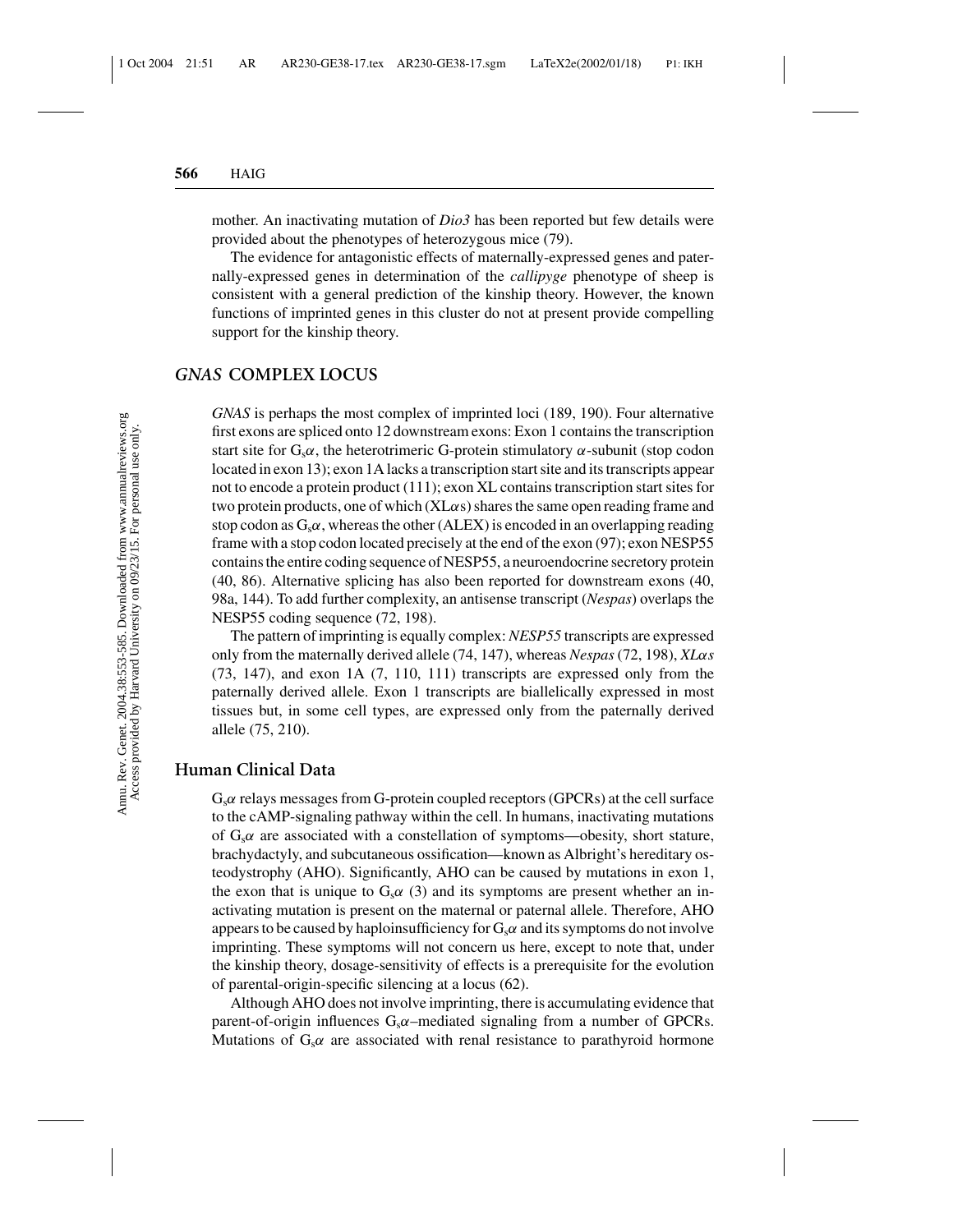mother. An inactivating mutation of *Dio3* has been reported but few details were provided about the phenotypes of heterozygous mice (79).

The evidence for antagonistic effects of maternally-expressed genes and paternally-expressed genes in determination of the *callipyge* phenotype of sheep is consistent with a general prediction of the kinship theory. However, the known functions of imprinted genes in this cluster do not at present provide compelling support for the kinship theory.

## *GNAS* COMPLEX LOCUS

*GNAS* is perhaps the most complex of imprinted loci (189, 190). Four alternative first exons are spliced onto 12 downstream exons: Exon 1 contains the transcription start site for $G_s\alpha$, the heterotrimeric G-protein stimulatory $\alpha$-subunit (stop codon located in exon 13); exon 1A lacks a transcription start site and its transcripts appear not to encode a protein product (111); exon XL contains transcription start sites for two protein products, one of which ($XL\alpha s$) shares the same open reading frame and stop codon as $G_s\alpha$, whereas the other (ALEX) is encoded in an overlapping reading frame with a stop codon located precisely at the end of the exon (97); exon NESP55 contains the entire coding sequence of NESP55, a neuroendocrine secretory protein (40, 86). Alternative splicing has also been reported for downstream exons (40, 98a, 144). To add further complexity, an antisense transcript (*Nespas*) overlaps the NESP55 coding sequence (72, 198).

The pattern of imprinting is equally complex: *NESP55* transcripts are expressed only from the maternally derived allele (74, 147), whereas *Nespas* (72, 198), *XL$\alpha$s* (73, 147), and exon 1A (7, 110, 111) transcripts are expressed only from the paternally derived allele. Exon 1 transcripts are biallelically expressed in most tissues but, in some cell types, are expressed only from the paternally derived allele (75, 210).

### Human Clinical Data

$G_s\alpha$ relays messages from G-protein coupled receptors (GPCRs) at the cell surface to the cAMP-signaling pathway within the cell. In humans, inactivating mutations of $G_s\alpha$ are associated with a constellation of symptoms—obesity, short stature, brachydactyly, and subcutaneous ossification—known as Albright's hereditary osteodystrophy (AHO). Significantly, AHO can be caused by mutations in exon 1, the exon that is unique to $G_s\alpha$ (3) and its symptoms are present whether an inactivating mutation is present on the maternal or paternal allele. Therefore, AHO appears to be caused by haploinsufficiency for $G_s\alpha$ and its symptoms do not involve imprinting. These symptoms will not concern us here, except to note that, under the kinship theory, dosage-sensitivity of effects is a prerequisite for the evolution of parental-origin-specific silencing at a locus (62).

Although AHO does not involve imprinting, there is accumulating evidence that parent-of-origin influences $G_s\alpha$–mediated signaling from a number of GPCRs. Mutations of $G_s\alpha$ are associated with renal resistance to parathyroid hormone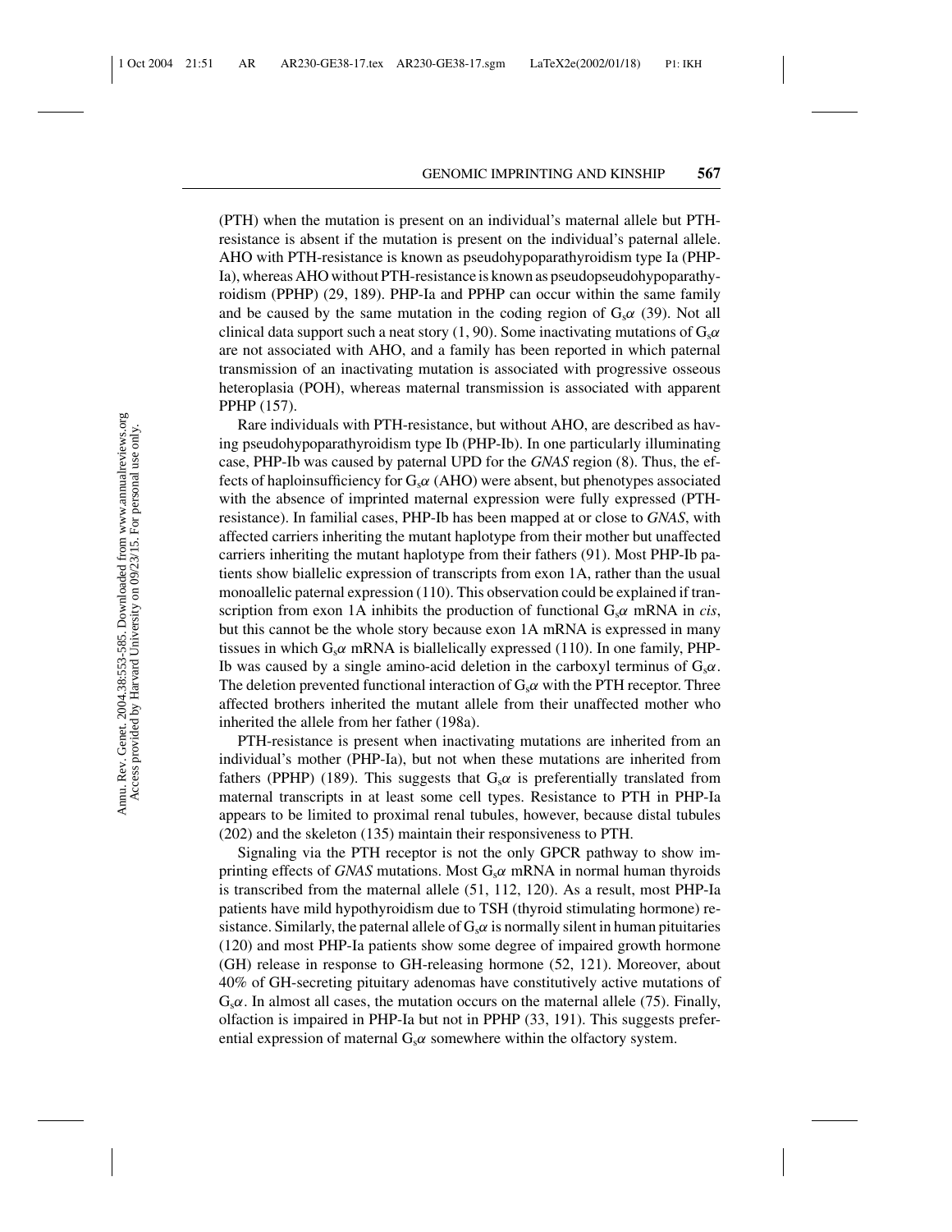(PTH) when the mutation is present on an individual's maternal allele but PTH-resistance is absent if the mutation is present on the individual's paternal allele. AHO with PTH-resistance is known as pseudohypoparathyroidism type Ia (PHP-Ia), whereas AHO without PTH-resistance is known as pseudopseudohypoparathyroidism (PPHP) (29, 189). PHP-Ia and PPHP can occur within the same family and be caused by the same mutation in the coding region of $G_s\alpha$ (39). Not all clinical data support such a neat story (1, 90). Some inactivating mutations of $G_s\alpha$ are not associated with AHO, and a family has been reported in which paternal transmission of an inactivating mutation is associated with progressive osseous heteroplasia (POH), whereas maternal transmission is associated with apparent PPHP (157).

Rare individuals with PTH-resistance, but without AHO, are described as having pseudohypoparathyroidism type Ib (PHP-Ib). In one particularly illuminating case, PHP-Ib was caused by paternal UPD for the *GNAS* region (8). Thus, the effects of haploinsufficiency for $G_s\alpha$ (AHO) were absent, but phenotypes associated with the absence of imprinted maternal expression were fully expressed (PTH-resistance). In familial cases, PHP-Ib has been mapped at or close to *GNAS*, with affected carriers inheriting the mutant haplotype from their mother but unaffected carriers inheriting the mutant haplotype from their fathers (91). Most PHP-Ib patients show biallelic expression of transcripts from exon 1A, rather than the usual monoallelic paternal expression (110). This observation could be explained if transcription from exon 1A inhibits the production of functional $G_s\alpha$ mRNA in *cis*, but this cannot be the whole story because exon 1A mRNA is expressed in many tissues in which $G_s\alpha$ mRNA is biallelically expressed (110). In one family, PHP-Ib was caused by a single amino-acid deletion in the carboxyl terminus of $G_s\alpha$. The deletion prevented functional interaction of $G_s\alpha$ with the PTH receptor. Three affected brothers inherited the mutant allele from their unaffected mother who inherited the allele from her father (198a).

PTH-resistance is present when inactivating mutations are inherited from an individual's mother (PHP-Ia), but not when these mutations are inherited from fathers (PPHP) (189). This suggests that $G_s\alpha$ is preferentially translated from maternal transcripts in at least some cell types. Resistance to PTH in PHP-Ia appears to be limited to proximal renal tubules, however, because distal tubules (202) and the skeleton (135) maintain their responsiveness to PTH.

Signaling via the PTH receptor is not the only GPCR pathway to show imprinting effects of *GNAS* mutations. Most $G_s\alpha$ mRNA in normal human thyroids is transcribed from the maternal allele (51, 112, 120). As a result, most PHP-Ia patients have mild hypothyroidism due to TSH (thyroid stimulating hormone) resistance. Similarly, the paternal allele of $G_s\alpha$ is normally silent in human pituitaries (120) and most PHP-Ia patients show some degree of impaired growth hormone (GH) release in response to GH-releasing hormone (52, 121). Moreover, about 40% of GH-secreting pituitary adenomas have constitutively active mutations of $G_s\alpha$. In almost all cases, the mutation occurs on the maternal allele (75). Finally, olfaction is impaired in PHP-Ia but not in PPHP (33, 191). This suggests preferential expression of maternal $G_s\alpha$ somewhere within the olfactory system.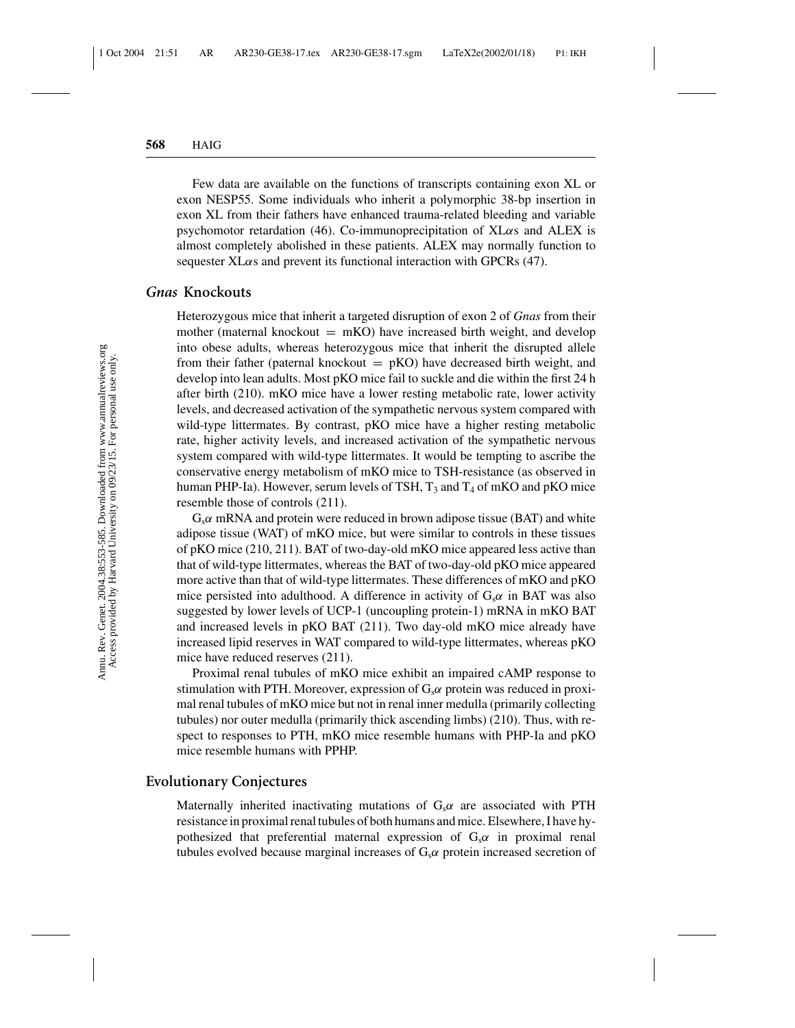Few data are available on the functions of transcripts containing exon XL or exon NESP55. Some individuals who inherit a polymorphic 38-bp insertion in exon XL from their fathers have enhanced trauma-related bleeding and variable psychomotor retardation (46). Co-immunoprecipitation of XL$\alpha$s and ALEX is almost completely abolished in these patients. ALEX may normally function to sequester XL$\alpha$s and prevent its functional interaction with GPCRs (47).

## *Gnas* Knockouts

Heterozygous mice that inherit a targeted disruption of exon 2 of *Gnas* from their mother (maternal knockout = mKO) have increased birth weight, and develop into obese adults, whereas heterozygous mice that inherit the disrupted allele from their father (paternal knockout = pKO) have decreased birth weight, and develop into lean adults. Most pKO mice fail to suckle and die within the first 24 h after birth (210). mKO mice have a lower resting metabolic rate, lower activity levels, and decreased activation of the sympathetic nervous system compared with wild-type littermates. By contrast, pKO mice have a higher resting metabolic rate, higher activity levels, and increased activation of the sympathetic nervous system compared with wild-type littermates. It would be tempting to ascribe the conservative energy metabolism of mKO mice to TSH-resistance (as observed in human PHP-Ia). However, serum levels of TSH, $T_3$ and $T_4$ of mKO and pKO mice resemble those of controls (211).

$G_s\alpha$ mRNA and protein were reduced in brown adipose tissue (BAT) and white adipose tissue (WAT) of mKO mice, but were similar to controls in these tissues of pKO mice (210, 211). BAT of two-day-old mKO mice appeared less active than that of wild-type littermates, whereas the BAT of two-day-old pKO mice appeared more active than that of wild-type littermates. These differences of mKO and pKO mice persisted into adulthood. A difference in activity of $G_s\alpha$ in BAT was also suggested by lower levels of UCP-1 (uncoupling protein-1) mRNA in mKO BAT and increased levels in pKO BAT (211). Two day-old mKO mice already have increased lipid reserves in WAT compared to wild-type littermates, whereas pKO mice have reduced reserves (211).

Proximal renal tubules of mKO mice exhibit an impaired cAMP response to stimulation with PTH. Moreover, expression of $G_s\alpha$ protein was reduced in proximal renal tubules of mKO mice but not in renal inner medulla (primarily collecting tubules) nor outer medulla (primarily thick ascending limbs) (210). Thus, with respect to responses to PTH, mKO mice resemble humans with PHP-Ia and pKO mice resemble humans with PPHP.

## Evolutionary Conjectures

Maternally inherited inactivating mutations of $G_s\alpha$ are associated with PTH resistance in proximal renal tubules of both humans and mice. Elsewhere, I have hypothesized that preferential maternal expression of $G_s\alpha$ in proximal renal tubules evolved because marginal increases of $G_s\alpha$ protein increased secretion of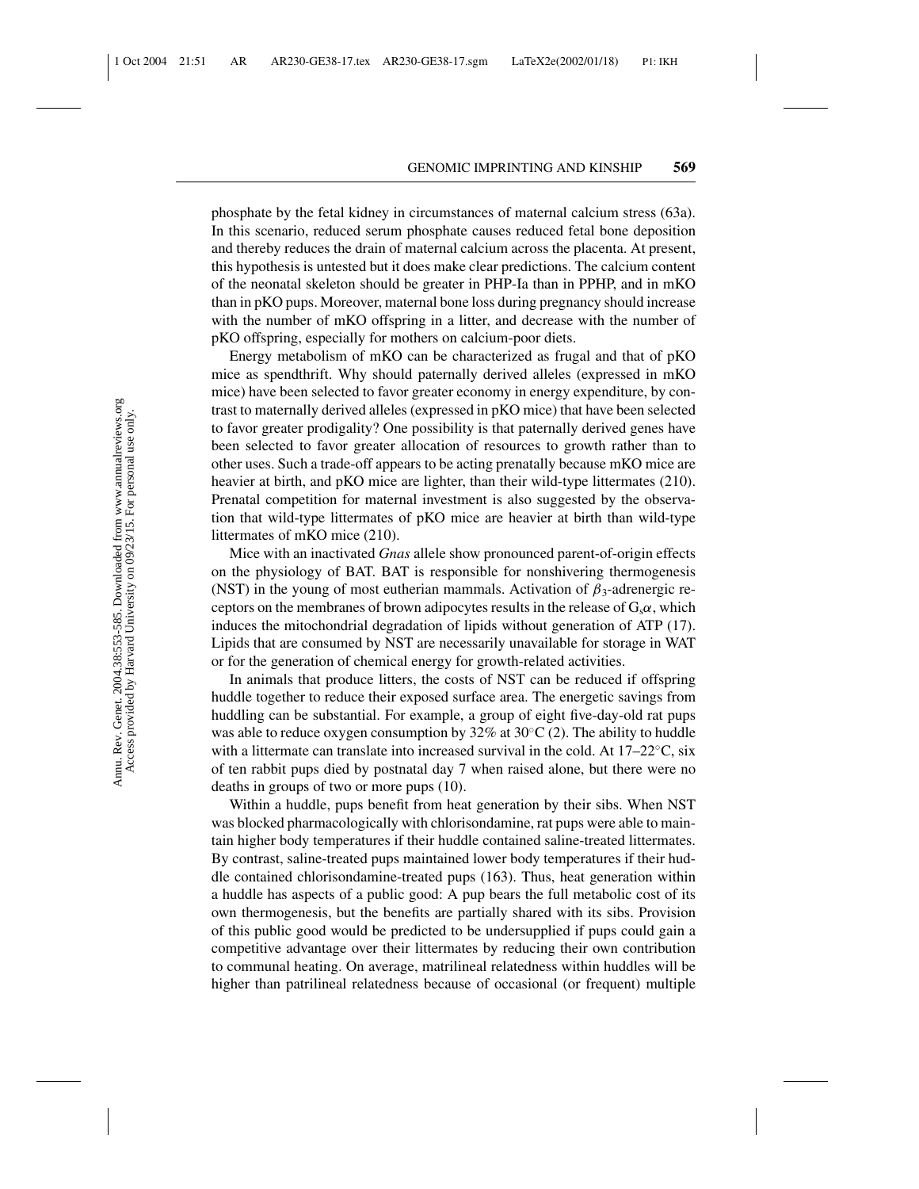phosphate by the fetal kidney in circumstances of maternal calcium stress (63a). In this scenario, reduced serum phosphate causes reduced fetal bone deposition and thereby reduces the drain of maternal calcium across the placenta. At present, this hypothesis is untested but it does make clear predictions. The calcium content of the neonatal skeleton should be greater in PHP-Ia than in PPHP, and in mKO than in pKO pups. Moreover, maternal bone loss during pregnancy should increase with the number of mKO offspring in a litter, and decrease with the number of pKO offspring, especially for mothers on calcium-poor diets.

Energy metabolism of mKO can be characterized as frugal and that of pKO mice as spendthrift. Why should paternally derived alleles (expressed in mKO mice) have been selected to favor greater economy in energy expenditure, by contrast to maternally derived alleles (expressed in pKO mice) that have been selected to favor greater prodigality? One possibility is that paternally derived genes have been selected to favor greater allocation of resources to growth rather than to other uses. Such a trade-off appears to be acting prenatally because mKO mice are heavier at birth, and pKO mice are lighter, than their wild-type littermates (210). Prenatal competition for maternal investment is also suggested by the observation that wild-type littermates of pKO mice are heavier at birth than wild-type littermates of mKO mice (210).

Mice with an inactivated *Gnas* allele show pronounced parent-of-origin effects on the physiology of BAT. BAT is responsible for nonshivering thermogenesis (NST) in the young of most eutherian mammals. Activation of $\beta_3$-adrenergic receptors on the membranes of brown adipocytes results in the release of $G_s\alpha$, which induces the mitochondrial degradation of lipids without generation of ATP (17). Lipids that are consumed by NST are necessarily unavailable for storage in WAT or for the generation of chemical energy for growth-related activities.

In animals that produce litters, the costs of NST can be reduced if offspring huddle together to reduce their exposed surface area. The energetic savings from huddling can be substantial. For example, a group of eight five-day-old rat pups was able to reduce oxygen consumption by 32% at 30°C (2). The ability to huddle with a littermate can translate into increased survival in the cold. At 17–22°C, six of ten rabbit pups died by postnatal day 7 when raised alone, but there were no deaths in groups of two or more pups (10).

Within a huddle, pups benefit from heat generation by their sibs. When NST was blocked pharmacologically with chlorisondamine, rat pups were able to maintain higher body temperatures if their huddle contained saline-treated littermates. By contrast, saline-treated pups maintained lower body temperatures if their huddle contained chlorisondamine-treated pups (163). Thus, heat generation within a huddle has aspects of a public good: A pup bears the full metabolic cost of its own thermogenesis, but the benefits are partially shared with its sibs. Provision of this public good would be predicted to be undersupplied if pups could gain a competitive advantage over their littermates by reducing their own contribution to communal heating. On average, matrilineal relatedness within huddles will be higher than patrilineal relatedness because of occasional (or frequent) multiple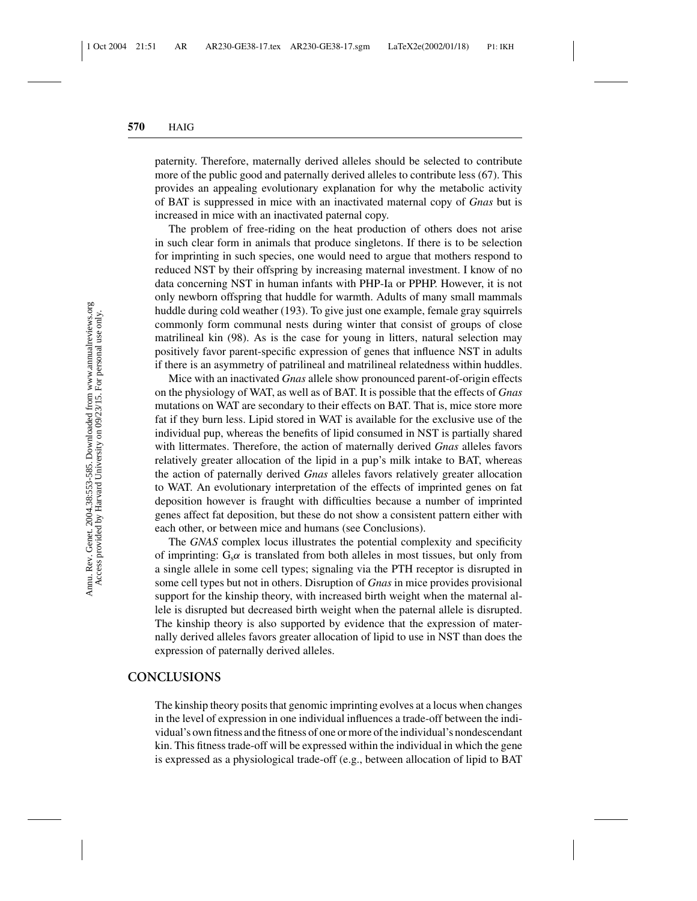paternity. Therefore, maternally derived alleles should be selected to contribute more of the public good and paternally derived alleles to contribute less (67). This provides an appealing evolutionary explanation for why the metabolic activity of BAT is suppressed in mice with an inactivated maternal copy of *Gnas* but is increased in mice with an inactivated paternal copy.

The problem of free-riding on the heat production of others does not arise in such clear form in animals that produce singletons. If there is to be selection for imprinting in such species, one would need to argue that mothers respond to reduced NST by their offspring by increasing maternal investment. I know of no data concerning NST in human infants with PHP-Ia or PPHP. However, it is not only newborn offspring that huddle for warmth. Adults of many small mammals huddle during cold weather (193). To give just one example, female gray squirrels commonly form communal nests during winter that consist of groups of close matrilineal kin (98). As is the case for young in litters, natural selection may positively favor parent-specific expression of genes that influence NST in adults if there is an asymmetry of patrilineal and matrilineal relatedness within huddles.

Mice with an inactivated *Gnas* allele show pronounced parent-of-origin effects on the physiology of WAT, as well as of BAT. It is possible that the effects of *Gnas* mutations on WAT are secondary to their effects on BAT. That is, mice store more fat if they burn less. Lipid stored in WAT is available for the exclusive use of the individual pup, whereas the benefits of lipid consumed in NST is partially shared with littermates. Therefore, the action of maternally derived *Gnas* alleles favors relatively greater allocation of the lipid in a pup's milk intake to BAT, whereas the action of paternally derived *Gnas* alleles favors relatively greater allocation to WAT. An evolutionary interpretation of the effects of imprinted genes on fat deposition however is fraught with difficulties because a number of imprinted genes affect fat deposition, but these do not show a consistent pattern either with each other, or between mice and humans (see Conclusions).

The *GNAS* complex locus illustrates the potential complexity and specificity of imprinting: $G_s\alpha$ is translated from both alleles in most tissues, but only from a single allele in some cell types; signaling via the PTH receptor is disrupted in some cell types but not in others. Disruption of *Gnas* in mice provides provisional support for the kinship theory, with increased birth weight when the maternal allele is disrupted but decreased birth weight when the paternal allele is disrupted. The kinship theory is also supported by evidence that the expression of maternally derived alleles favors greater allocation of lipid to use in NST than does the expression of paternally derived alleles.

## CONCLUSIONS

The kinship theory posits that genomic imprinting evolves at a locus when changes in the level of expression in one individual influences a trade-off between the individual's own fitness and the fitness of one or more of the individual's nondescendant kin. This fitness trade-off will be expressed within the individual in which the gene is expressed as a physiological trade-off (e.g., between allocation of lipid to BAT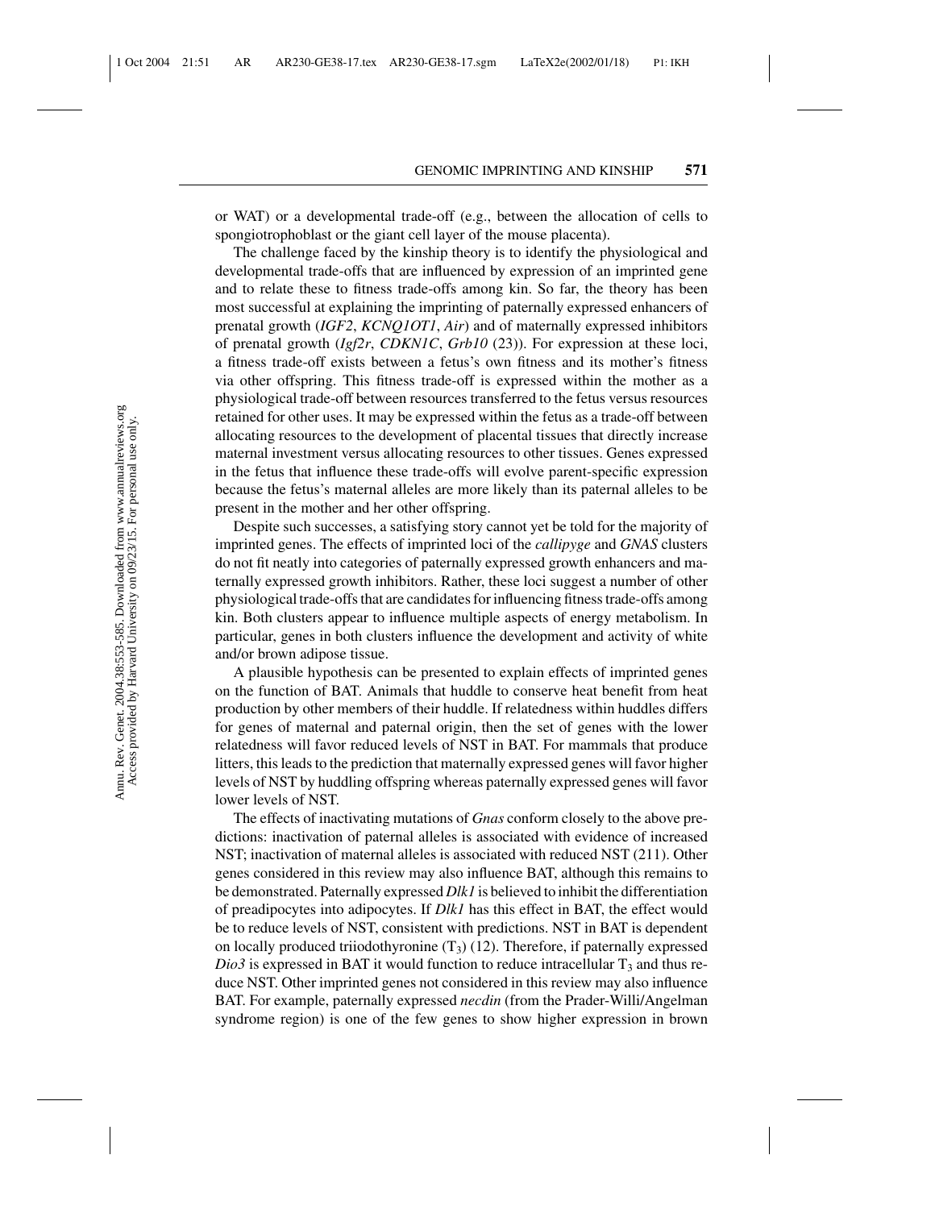or WAT) or a developmental trade-off (e.g., between the allocation of cells to spongiotrophoblast or the giant cell layer of the mouse placenta).

The challenge faced by the kinship theory is to identify the physiological and developmental trade-offs that are influenced by expression of an imprinted gene and to relate these to fitness trade-offs among kin. So far, the theory has been most successful at explaining the imprinting of paternally expressed enhancers of prenatal growth (*IGF2*, *KCNQ1OT1*, *Air*) and of maternally expressed inhibitors of prenatal growth (*Igf2r*, *CDKN1C*, *Grb10* (23)). For expression at these loci, a fitness trade-off exists between a fetus's own fitness and its mother's fitness via other offspring. This fitness trade-off is expressed within the mother as a physiological trade-off between resources transferred to the fetus versus resources retained for other uses. It may be expressed within the fetus as a trade-off between allocating resources to the development of placental tissues that directly increase maternal investment versus allocating resources to other tissues. Genes expressed in the fetus that influence these trade-offs will evolve parent-specific expression because the fetus's maternal alleles are more likely than its paternal alleles to be present in the mother and her other offspring.

Despite such successes, a satisfying story cannot yet be told for the majority of imprinted genes. The effects of imprinted loci of the *callipyge* and *GNAS* clusters do not fit neatly into categories of paternally expressed growth enhancers and maternally expressed growth inhibitors. Rather, these loci suggest a number of other physiological trade-offs that are candidates for influencing fitness trade-offs among kin. Both clusters appear to influence multiple aspects of energy metabolism. In particular, genes in both clusters influence the development and activity of white and/or brown adipose tissue.

A plausible hypothesis can be presented to explain effects of imprinted genes on the function of BAT. Animals that huddle to conserve heat benefit from heat production by other members of their huddle. If relatedness within huddles differs for genes of maternal and paternal origin, then the set of genes with the lower relatedness will favor reduced levels of NST in BAT. For mammals that produce litters, this leads to the prediction that maternally expressed genes will favor higher levels of NST by huddling offspring whereas paternally expressed genes will favor lower levels of NST.

The effects of inactivating mutations of *Gnas* conform closely to the above predictions: inactivation of paternal alleles is associated with evidence of increased NST; inactivation of maternal alleles is associated with reduced NST (211). Other genes considered in this review may also influence BAT, although this remains to be demonstrated. Paternally expressed *Dlk1* is believed to inhibit the differentiation of preadipocytes into adipocytes. If *Dlk1* has this effect in BAT, the effect would be to reduce levels of NST, consistent with predictions. NST in BAT is dependent on locally produced triiodothyronine ($T_3$) (12). Therefore, if paternally expressed *Dio3* is expressed in BAT it would function to reduce intracellular $T_3$ and thus reduce NST. Other imprinted genes not considered in this review may also influence BAT. For example, paternally expressed *necdin* (from the Prader-Willi/Angelman syndrome region) is one of the few genes to show higher expression in brown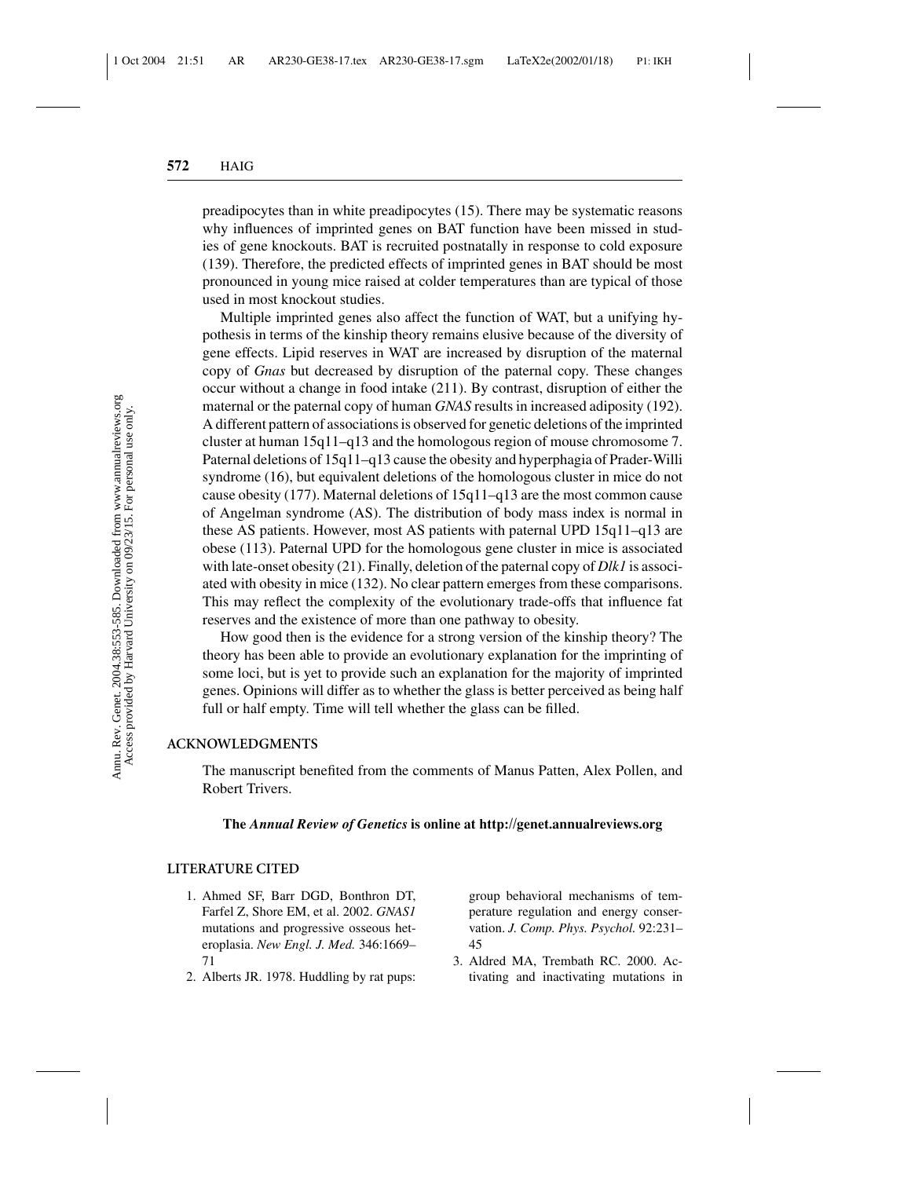preadipocytes than in white preadipocytes (15). There may be systematic reasons why influences of imprinted genes on BAT function have been missed in studies of gene knockouts. BAT is recruited postnatally in response to cold exposure (139). Therefore, the predicted effects of imprinted genes in BAT should be most pronounced in young mice raised at colder temperatures than are typical of those used in most knockout studies.

Multiple imprinted genes also affect the function of WAT, but a unifying hypothesis in terms of the kinship theory remains elusive because of the diversity of gene effects. Lipid reserves in WAT are increased by disruption of the maternal copy of *Gnas* but decreased by disruption of the paternal copy. These changes occur without a change in food intake (211). By contrast, disruption of either the maternal or the paternal copy of human *GNAS* results in increased adiposity (192). A different pattern of associations is observed for genetic deletions of the imprinted cluster at human 15q11–q13 and the homologous region of mouse chromosome 7. Paternal deletions of 15q11–q13 cause the obesity and hyperphagia of Prader-Willi syndrome (16), but equivalent deletions of the homologous cluster in mice do not cause obesity (177). Maternal deletions of 15q11–q13 are the most common cause of Angelman syndrome (AS). The distribution of body mass index is normal in these AS patients. However, most AS patients with paternal UPD 15q11–q13 are obese (113). Paternal UPD for the homologous gene cluster in mice is associated with late-onset obesity (21). Finally, deletion of the paternal copy of *Dlk1* is associated with obesity in mice (132). No clear pattern emerges from these comparisons. This may reflect the complexity of the evolutionary trade-offs that influence fat reserves and the existence of more than one pathway to obesity.

How good then is the evidence for a strong version of the kinship theory? The theory has been able to provide an evolutionary explanation for the imprinting of some loci, but is yet to provide such an explanation for the majority of imprinted genes. Opinions will differ as to whether the glass is better perceived as being half full or half empty. Time will tell whether the glass can be filled.

## ACKNOWLEDGMENTS

The manuscript benefited from the comments of Manus Patten, Alex Pollen, and Robert Trivers.

**The *Annual Review of Genetics* is online at http://genet.annualreviews.org**

## LITERATURE CITED

1. Ahmed SF, Barr DGD, Bonthron DT, Farfel Z, Shore EM, et al. 2002. *GNAS1* mutations and progressive osseous heteroplasia. *New Engl. J. Med.* 346:1669–71
2. Alberts JR. 1978. Huddling by rat pups: group behavioral mechanisms of temperature regulation and energy conservation. *J. Comp. Phys. Psychol.* 92:231–45
3. Aldred MA, Trembath RC. 2000. Activating and inactivating mutations in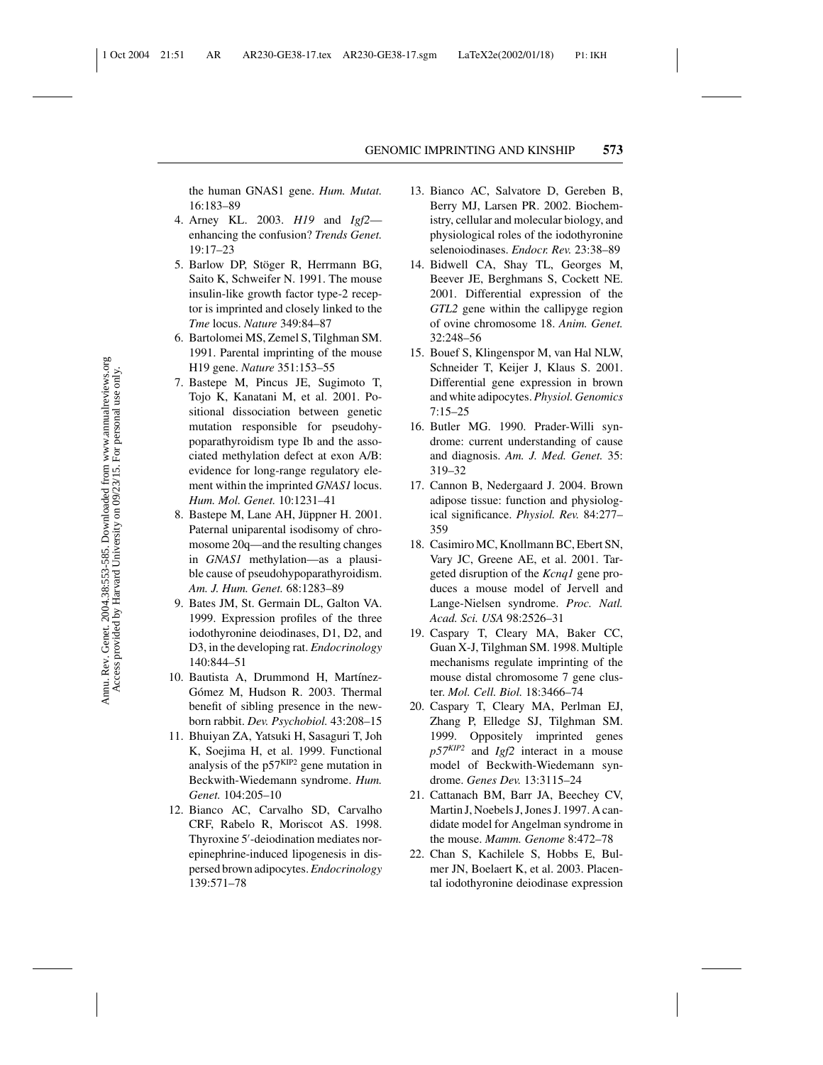the human GNAS1 gene. *Hum. Mutat.* 16:183–89

4. Arney KL. 2003. *H19* and *Igf2*—enhancing the confusion? *Trends Genet.* 19:17–23
5. Barlow DP, Stöger R, Herrmann BG, Saito K, Schweifer N. 1991. The mouse insulin-like growth factor type-2 receptor is imprinted and closely linked to the *Tme* locus. *Nature* 349:84–87
6. Bartolomei MS, Zemel S, Tilghman SM. 1991. Parental imprinting of the mouse H19 gene. *Nature* 351:153–55
7. Bastepe M, Pincus JE, Sugimoto T, Tojo K, Kanatani M, et al. 2001. Positional dissociation between genetic mutation responsible for pseudohypoparathyroidism type Ib and the associated methylation defect at exon A/B: evidence for long-range regulatory element within the imprinted *GNAS1* locus. *Hum. Mol. Genet.* 10:1231–41
8. Bastepe M, Lane AH, Jüppner H. 2001. Paternal uniparental isodisomy of chromosome 20q—and the resulting changes in *GNAS1* methylation—as a plausible cause of pseudohypoparathyroidism. *Am. J. Hum. Genet.* 68:1283–89
9. Bates JM, St. Germain DL, Galton VA. 1999. Expression profiles of the three iodothyronine deiodinases, D1, D2, and D3, in the developing rat. *Endocrinology* 140:844–51
10. Bautista A, Drummond H, Martínez-Gómez M, Hudson R. 2003. Thermal benefit of sibling presence in the newborn rabbit. *Dev. Psychobiol.* 43:208–15
11. Bhuiyan ZA, Yatsuki H, Sasaguri T, Joh K, Soejima H, et al. 1999. Functional analysis of the $p57^{KIP2}$ gene mutation in Beckwith-Wiedemann syndrome. *Hum. Genet.* 104:205–10
12. Bianco AC, Carvalho SD, Carvalho CRF, Rabelo R, Moriscot AS. 1998. Thyroxine 5′-deiodination mediates norepinephrine-induced lipogenesis in dispersed brown adipocytes. *Endocrinology* 139:571–78
13. Bianco AC, Salvatore D, Gereben B, Berry MJ, Larsen PR. 2002. Biochemistry, cellular and molecular biology, and physiological roles of the iodothyronine selenoiodinases. *Endocr. Rev.* 23:38–89
14. Bidwell CA, Shay TL, Georges M, Beever JE, Berghmans S, Cockett NE. 2001. Differential expression of the *GTL2* gene within the callipyge region of ovine chromosome 18. *Anim. Genet.* 32:248–56
15. Bouef S, Klingenspor M, van Hal NLW, Schneider T, Keijer J, Klaus S. 2001. Differential gene expression in brown and white adipocytes. *Physiol. Genomics* 7:15–25
16. Butler MG. 1990. Prader-Willi syndrome: current understanding of cause and diagnosis. *Am. J. Med. Genet.* 35: 319–32
17. Cannon B, Nedergaard J. 2004. Brown adipose tissue: function and physiological significance. *Physiol. Rev.* 84:277–359
18. Casimiro MC, Knollmann BC, Ebert SN, Vary JC, Greene AE, et al. 2001. Targeted disruption of the *Kcnq1* gene produces a mouse model of Jervell and Lange-Nielsen syndrome. *Proc. Natl. Acad. Sci. USA* 98:2526–31
19. Caspary T, Cleary MA, Baker CC, Guan X-J, Tilghman SM. 1998. Multiple mechanisms regulate imprinting of the mouse distal chromosome 7 gene cluster. *Mol. Cell. Biol.* 18:3466–74
20. Caspary T, Cleary MA, Perlman EJ, Zhang P, Elledge SJ, Tilghman SM. 1999. Oppositely imprinted genes $p57^{KIP2}$ and *Igf2* interact in a mouse model of Beckwith-Wiedemann syndrome. *Genes Dev.* 13:3115–24
21. Cattanach BM, Barr JA, Beechey CV, Martin J, Noebels J, Jones J. 1997. A candidate model for Angelman syndrome in the mouse. *Mamm. Genome* 8:472–78
22. Chan S, Kachilele S, Hobbs E, Bulmer JN, Boelaert K, et al. 2003. Placental iodothyronine deiodinase expression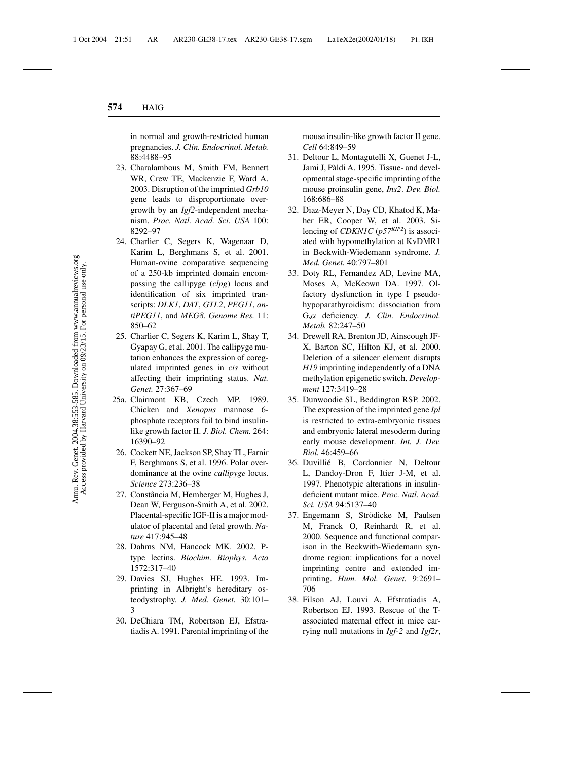in normal and growth-restricted human pregnancies. *J. Clin. Endocrinol. Metab.* 88:4488–95

23. Charalambous M, Smith FM, Bennett WR, Crew TE, Mackenzie F, Ward A. 2003. Disruption of the imprinted *Grb10* gene leads to disproportionate overgrowth by an *Igf2*-independent mechanism. *Proc. Natl. Acad. Sci. USA* 100: 8292–97
24. Charlier C, Segers K, Wagenaar D, Karim L, Berghmans S, et al. 2001. Human-ovine comparative sequencing of a 250-kb imprinted domain encompassing the callipyge (*clpg*) locus and identification of six imprinted transcripts: *DLK1*, *DAT*, *GTL2*, *PEG11*, *antiPEG11*, and *MEG8*. *Genome Res.* 11: 850–62
25. Charlier C, Segers K, Karim L, Shay T, Gyapay G, et al. 2001. The callipyge mutation enhances the expression of coregulated imprinted genes in *cis* without affecting their imprinting status. *Nat. Genet.* 27:367–69

25a. Clairmont KB, Czech MP. 1989. Chicken and *Xenopus* mannose 6-phosphate receptors fail to bind insulin-like growth factor II. *J. Biol. Chem.* 264: 16390–92

26. Cockett NE, Jackson SP, Shay TL, Farnir F, Berghmans S, et al. 1996. Polar overdominance at the ovine *callipyge* locus. *Science* 273:236–38
27. Constância M, Hemberger M, Hughes J, Dean W, Ferguson-Smith A, et al. 2002. Placental-specific IGF-II is a major modulator of placental and fetal growth. *Nature* 417:945–48
28. Dahms NM, Hancock MK. 2002. P-type lectins. *Biochim. Biophys. Acta* 1572:317–40
29. Davies SJ, Hughes HE. 1993. Imprinting in Albright's hereditary osteodystrophy. *J. Med. Genet.* 30:101–3
30. DeChiara TM, Robertson EJ, Efstratiadis A. 1991. Parental imprinting of the mouse insulin-like growth factor II gene. *Cell* 64:849–59
31. Deltour L, Montagutelli X, Guenet J-L, Jami J, Pàldi A. 1995. Tissue- and developmental stage-specific imprinting of the mouse proinsulin gene, *Ins2*. *Dev. Biol.* 168:686–88
32. Diaz-Meyer N, Day CD, Khatod K, Maher ER, Cooper W, et al. 2003. Silencing of *CDKN1C* ($p57^{KIP2}$) is associated with hypomethylation at KvDMR1 in Beckwith-Wiedemann syndrome. *J. Med. Genet.* 40:797–801
33. Doty RL, Fernandez AD, Levine MA, Moses A, McKeown DA. 1997. Olfactory dysfunction in type I pseudohypoparathyroidism: dissociation from $G_s\alpha$ deficiency. *J. Clin. Endocrinol. Metab.* 82:247–50
34. Drewell RA, Brenton JD, Ainscough JF-X, Barton SC, Hilton KJ, et al. 2000. Deletion of a silencer element disrupts *H19* imprinting independently of a DNA methylation epigenetic switch. *Development* 127:3419–28
35. Dunwoodie SL, Beddington RSP. 2002. The expression of the imprinted gene *Ipl* is restricted to extra-embryonic tissues and embryonic lateral mesoderm during early mouse development. *Int. J. Dev. Biol.* 46:459–66
36. Duvillié B, Cordonnier N, Deltour L, Dandoy-Dron F, Itier J-M, et al. 1997. Phenotypic alterations in insulin-deficient mutant mice. *Proc. Natl. Acad. Sci. USA* 94:5137–40
37. Engemann S, Strödicke M, Paulsen M, Franck O, Reinhardt R, et al. 2000. Sequence and functional comparison in the Beckwith-Wiedemann syndrome region: implications for a novel imprinting centre and extended imprinting. *Hum. Mol. Genet.* 9:2691–706
38. Filson AJ, Louvi A, Efstratiadis A, Robertson EJ. 1993. Rescue of the T-associated maternal effect in mice carrying null mutations in *Igf-2* and *Igf2r*,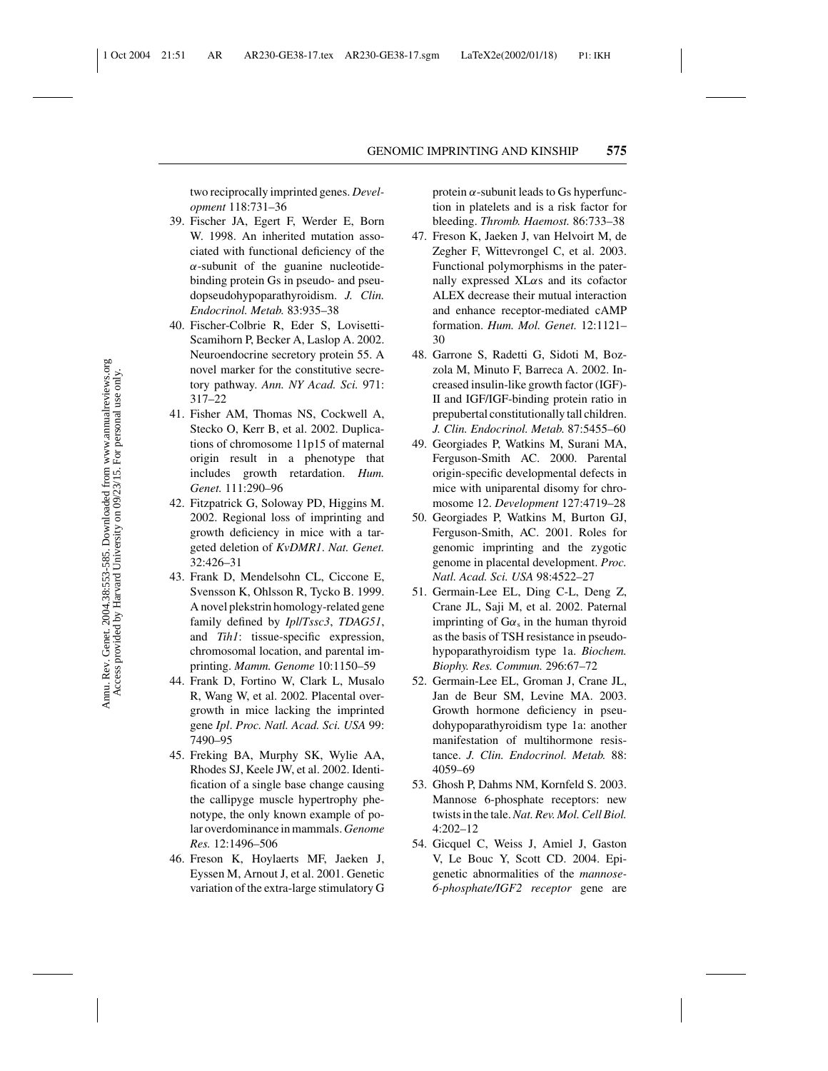two reciprocally imprinted genes. *Development* 118:731–36

39. Fischer JA, Egert F, Werder E, Born W. 1998. An inherited mutation associated with functional deficiency of the $\alpha$-subunit of the guanine nucleotide-binding protein Gs in pseudo- and pseudopseudohypoparathyroidism. *J. Clin. Endocrinol. Metab.* 83:935–38
40. Fischer-Colbrie R, Eder S, Lovisetti-Scamihorn P, Becker A, Laslop A. 2002. Neuroendocrine secretory protein 55. A novel marker for the constitutive secretory pathway. *Ann. NY Acad. Sci.* 971: 317–22
41. Fisher AM, Thomas NS, Cockwell A, Stecko O, Kerr B, et al. 2002. Duplications of chromosome 11p15 of maternal origin result in a phenotype that includes growth retardation. *Hum. Genet.* 111:290–96
42. Fitzpatrick G, Soloway PD, Higgins M. 2002. Regional loss of imprinting and growth deficiency in mice with a targeted deletion of *KvDMR1*. *Nat. Genet.* 32:426–31
43. Frank D, Mendelsohn CL, Ciccone E, Svensson K, Ohlsson R, Tycko B. 1999. A novel plekstrin homology-related gene family defined by *Ipl/Tssc3*, *TDAG51*, and *Tih1*: tissue-specific expression, chromosomal location, and parental imprinting. *Mamm. Genome* 10:1150–59
44. Frank D, Fortino W, Clark L, Musalo R, Wang W, et al. 2002. Placental overgrowth in mice lacking the imprinted gene *Ipl*. *Proc. Natl. Acad. Sci. USA* 99: 7490–95
45. Freking BA, Murphy SK, Wylie AA, Rhodes SJ, Keele JW, et al. 2002. Identification of a single base change causing the callipyge muscle hypertrophy phenotype, the only known example of polar overdominance in mammals. *Genome Res.* 12:1496–506
46. Freson K, Hoylaerts MF, Jaeken J, Eyssen M, Arnout J, et al. 2001. Genetic variation of the extra-large stimulatory G protein $\alpha$-subunit leads to Gs hyperfunction in platelets and is a risk factor for bleeding. *Thromb. Haemost.* 86:733–38
47. Freson K, Jaeken J, van Helvoirt M, de Zegher F, Wittevrongel C, et al. 2003. Functional polymorphisms in the paternally expressed XL$\alpha$s and its cofactor ALEX decrease their mutual interaction and enhance receptor-mediated cAMP formation. *Hum. Mol. Genet.* 12:1121–30
48. Garrone S, Radetti G, Sidoti M, Bozzola M, Minuto F, Barreca A. 2002. Increased insulin-like growth factor (IGF)-II and IGF/IGF-binding protein ratio in prepubertal constitutionally tall children. *J. Clin. Endocrinol. Metab.* 87:5455–60
49. Georgiades P, Watkins M, Surani MA, Ferguson-Smith AC. 2000. Parental origin-specific developmental defects in mice with uniparental disomy for chromosome 12. *Development* 127:4719–28
50. Georgiades P, Watkins M, Burton GJ, Ferguson-Smith, AC. 2001. Roles for genomic imprinting and the zygotic genome in placental development. *Proc. Natl. Acad. Sci. USA* 98:4522–27
51. Germain-Lee EL, Ding C-L, Deng Z, Crane JL, Saji M, et al. 2002. Paternal imprinting of G$\alpha_s$ in the human thyroid as the basis of TSH resistance in pseudohypoparathyroidism type 1a. *Biochem. Biophy. Res. Commun.* 296:67–72
52. Germain-Lee EL, Groman J, Crane JL, Jan de Beur SM, Levine MA. 2003. Growth hormone deficiency in pseudohypoparathyroidism type 1a: another manifestation of multihormone resistance. *J. Clin. Endocrinol. Metab.* 88: 4059–69
53. Ghosh P, Dahms NM, Kornfeld S. 2003. Mannose 6-phosphate receptors: new twists in the tale. *Nat. Rev. Mol. Cell Biol.* 4:202–12
54. Gicquel C, Weiss J, Amiel J, Gaston V, Le Bouc Y, Scott CD. 2004. Epigenetic abnormalities of the *mannose-6-phosphate/IGF2 receptor* gene are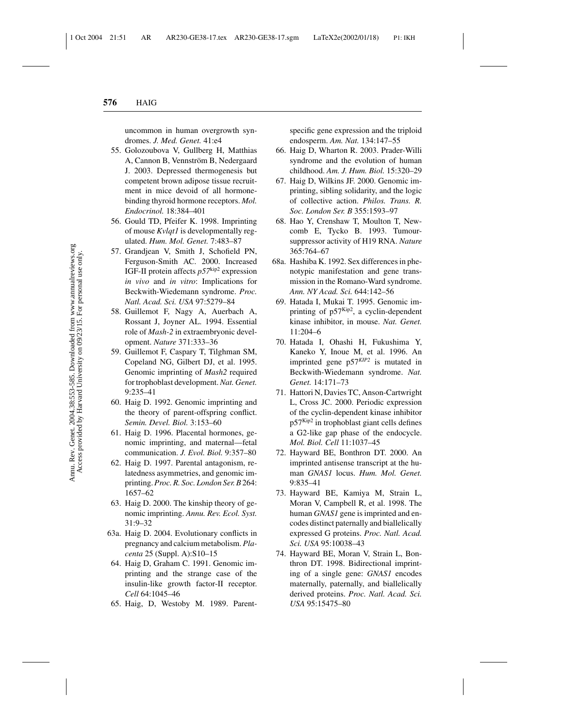uncommon in human overgrowth syndromes. *J. Med. Genet.* 41:e4

55. Golozoubova V, Gullberg H, Matthias A, Cannon B, Vennström B, Nedergaard J. 2003. Depressed thermogenesis but competent brown adipose tissue recruitment in mice devoid of all hormone-binding thyroid hormone receptors. *Mol. Endocrinol.* 18:384–401
56. Gould TD, Pfeifer K. 1998. Imprinting of mouse *Kvlqt1* is developmentally regulated. *Hum. Mol. Genet.* 7:483–87
57. Grandjean V, Smith J, Schofield PN, Ferguson-Smith AC. 2000. Increased IGF-II protein affects *p57*$^{kip2}$ expression *in vivo* and *in vitro*: Implications for Beckwith-Wiedemann syndrome. *Proc. Natl. Acad. Sci. USA* 97:5279–84
58. Guillemot F, Nagy A, Auerbach A, Rossant J, Joyner AL. 1994. Essential role of *Mash-2* in extraembryonic development. *Nature* 371:333–36
59. Guillemot F, Caspary T, Tilghman SM, Copeland NG, Gilbert DJ, et al. 1995. Genomic imprinting of *Mash2* required for trophoblast development. *Nat. Genet.* 9:235–41
60. Haig D. 1992. Genomic imprinting and the theory of parent-offspring conflict. *Semin. Devel. Biol.* 3:153–60
61. Haig D. 1996. Placental hormones, genomic imprinting, and maternal—fetal communication. *J. Evol. Biol.* 9:357–80
62. Haig D. 1997. Parental antagonism, relatedness asymmetries, and genomic imprinting. *Proc. R. Soc. London Ser. B* 264:1657–62
63. Haig D. 2000. The kinship theory of genomic imprinting. *Annu. Rev. Ecol. Syst.* 31:9–32

63a. Haig D. 2004. Evolutionary conflicts in pregnancy and calcium metabolism. *Placenta* 25 (Suppl. A):S10–15

64. Haig D, Graham C. 1991. Genomic imprinting and the strange case of the insulin-like growth factor-II receptor. *Cell* 64:1045–46
65. Haig, D, Westoby M. 1989. Parent-specific gene expression and the triploid endosperm. *Am. Nat.* 134:147–55
66. Haig D, Wharton R. 2003. Prader-Willi syndrome and the evolution of human childhood. *Am. J. Hum. Biol.* 15:320–29
67. Haig D, Wilkins JF. 2000. Genomic imprinting, sibling solidarity, and the logic of collective action. *Philos. Trans. R. Soc. London Ser. B* 355:1593–97
68. Hao Y, Crenshaw T, Moulton T, Newcomb E, Tycko B. 1993. Tumour-suppressor activity of H19 RNA. *Nature* 365:764–67

68a. Hashiba K. 1992. Sex differences in phenotypic manifestation and gene transmission in the Romano-Ward syndrome. *Ann. NY Acad. Sci.* 644:142–56

69. Hatada I, Mukai T. 1995. Genomic imprinting of p57$^{Kip2}$, a cyclin-dependent kinase inhibitor, in mouse. *Nat. Genet.* 11:204–6
70. Hatada I, Ohashi H, Fukushima Y, Kaneko Y, Inoue M, et al. 1996. An imprinted gene p57$^{KIP2}$ is mutated in Beckwith-Wiedemann syndrome. *Nat. Genet.* 14:171–73
71. Hattori N, Davies TC, Anson-Cartwright L, Cross JC. 2000. Periodic expression of the cyclin-dependent kinase inhibitor p57$^{Kip2}$ in trophoblast giant cells defines a G2-like gap phase of the endocycle. *Mol. Biol. Cell* 11:1037–45
72. Hayward BE, Bonthron DT. 2000. An imprinted antisense transcript at the human *GNAS1* locus. *Hum. Mol. Genet.* 9:835–41
73. Hayward BE, Kamiya M, Strain L, Moran V, Campbell R, et al. 1998. The human *GNAS1* gene is imprinted and encodes distinct paternally and biallelically expressed G proteins. *Proc. Natl. Acad. Sci. USA* 95:10038–43
74. Hayward BE, Moran V, Strain L, Bonthron DT. 1998. Bidirectional imprinting of a single gene: *GNAS1* encodes maternally, paternally, and biallelically derived proteins. *Proc. Natl. Acad. Sci. USA* 95:15475–80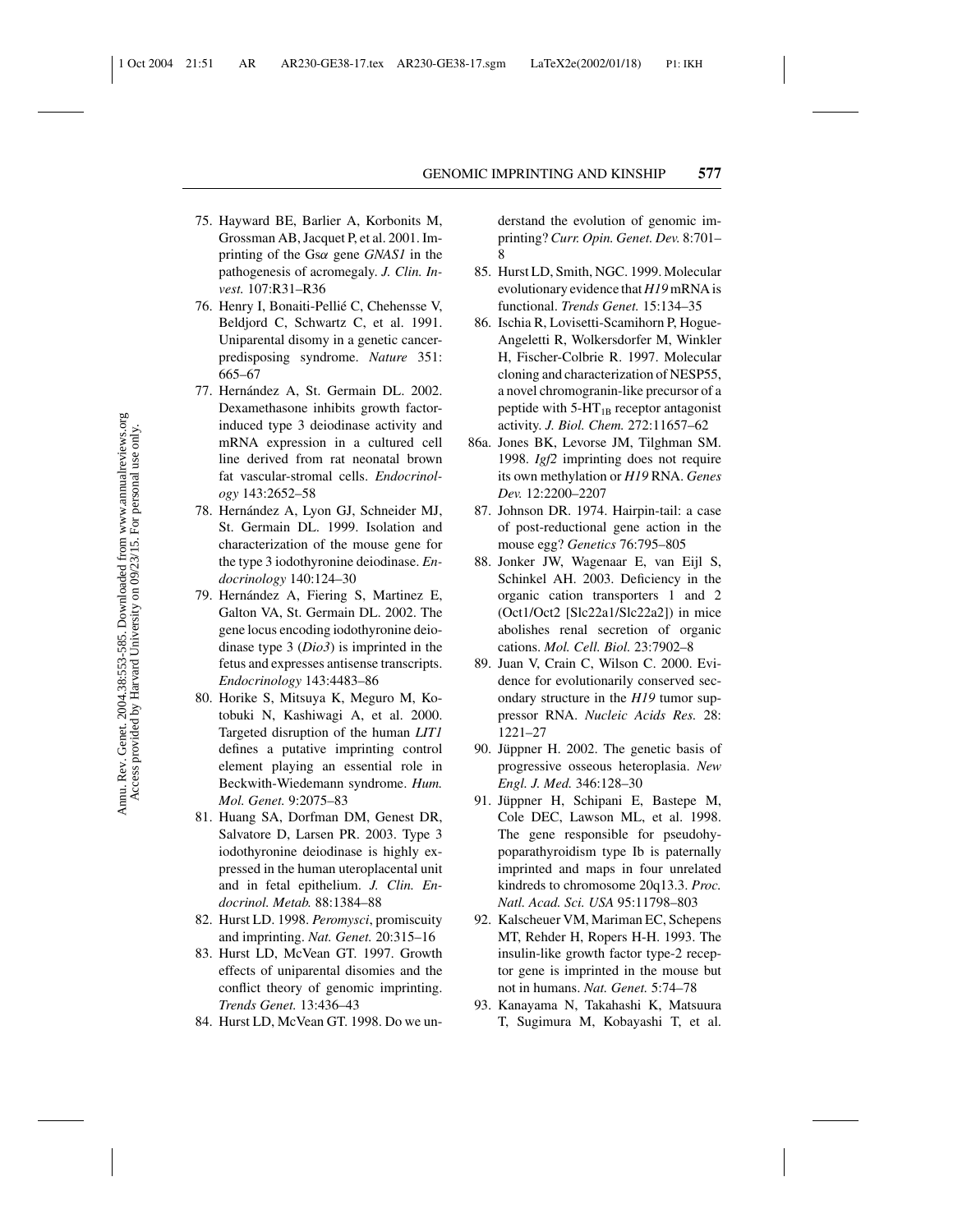75. Hayward BE, Barlier A, Korbonits M, Grossman AB, Jacquet P, et al. 2001. Imprinting of the Gs$\alpha$ gene *GNAS1* in the pathogenesis of acromegaly. *J. Clin. Invest.* 107:R31–R36
76. Henry I, Bonaiti-Pellié C, Chehensse V, Beldjord C, Schwartz C, et al. 1991. Uniparental disomy in a genetic cancer-predisposing syndrome. *Nature* 351: 665–67
77. Hernández A, St. Germain DL. 2002. Dexamethasone inhibits growth factor-induced type 3 deiodinase activity and mRNA expression in a cultured cell line derived from rat neonatal brown fat vascular-stromal cells. *Endocrinology* 143:2652–58
78. Hernández A, Lyon GJ, Schneider MJ, St. Germain DL. 1999. Isolation and characterization of the mouse gene for the type 3 iodothyronine deiodinase. *Endocrinology* 140:124–30
79. Hernández A, Fiering S, Martinez E, Galton VA, St. Germain DL. 2002. The gene locus encoding iodothyronine deiodinase type 3 (*Dio3*) is imprinted in the fetus and expresses antisense transcripts. *Endocrinology* 143:4483–86
80. Horike S, Mitsuya K, Meguro M, Kotobuki N, Kashiwagi A, et al. 2000. Targeted disruption of the human *LIT1* defines a putative imprinting control element playing an essential role in Beckwith-Wiedemann syndrome. *Hum. Mol. Genet.* 9:2075–83
81. Huang SA, Dorfman DM, Genest DR, Salvatore D, Larsen PR. 2003. Type 3 iodothyronine deiodinase is highly expressed in the human uteroplacental unit and in fetal epithelium. *J. Clin. Endocrinol. Metab.* 88:1384–88
82. Hurst LD. 1998. *Peromysci*, promiscuity and imprinting. *Nat. Genet.* 20:315–16
83. Hurst LD, McVean GT. 1997. Growth effects of uniparental disomies and the conflict theory of genomic imprinting. *Trends Genet.* 13:436–43
84. Hurst LD, McVean GT. 1998. Do we understand the evolution of genomic imprinting? *Curr. Opin. Genet. Dev.* 8:701–8
85. Hurst LD, Smith, NGC. 1999. Molecular evolutionary evidence that *H19* mRNA is functional. *Trends Genet.* 15:134–35
86. Ischia R, Lovisetti-Scamihorn P, Hogue-Angeletti R, Wolkersdorfer M, Winkler H, Fischer-Colbrie R. 1997. Molecular cloning and characterization of NESP55, a novel chromogranin-like precursor of a peptide with 5-$HT_{1B}$ receptor antagonist activity. *J. Biol. Chem.* 272:11657–62

86a. Jones BK, Levorse JM, Tilghman SM. 1998. *Igf2* imprinting does not require its own methylation or *H19* RNA. *Genes Dev.* 12:2200–2207

87. Johnson DR. 1974. Hairpin-tail: a case of post-reductional gene action in the mouse egg? *Genetics* 76:795–805
88. Jonker JW, Wagenaar E, van Eijl S, Schinkel AH. 2003. Deficiency in the organic cation transporters 1 and 2 (Oct1/Oct2 [Slc22a1/Slc22a2]) in mice abolishes renal secretion of organic cations. *Mol. Cell. Biol.* 23:7902–8
89. Juan V, Crain C, Wilson C. 2000. Evidence for evolutionarily conserved secondary structure in the *H19* tumor suppressor RNA. *Nucleic Acids Res.* 28: 1221–27
90. Jüppner H. 2002. The genetic basis of progressive osseous heteroplasia. *New Engl. J. Med.* 346:128–30
91. Jüppner H, Schipani E, Bastepe M, Cole DEC, Lawson ML, et al. 1998. The gene responsible for pseudohypoparathyroidism type Ib is paternally imprinted and maps in four unrelated kindreds to chromosome 20q13.3. *Proc. Natl. Acad. Sci. USA* 95:11798–803
92. Kalscheuer VM, Mariman EC, Schepens MT, Rehder H, Ropers H-H. 1993. The insulin-like growth factor type-2 receptor gene is imprinted in the mouse but not in humans. *Nat. Genet.* 5:74–78
93. Kanayama N, Takahashi K, Matsuura T, Sugimura M, Kobayashi T, et al.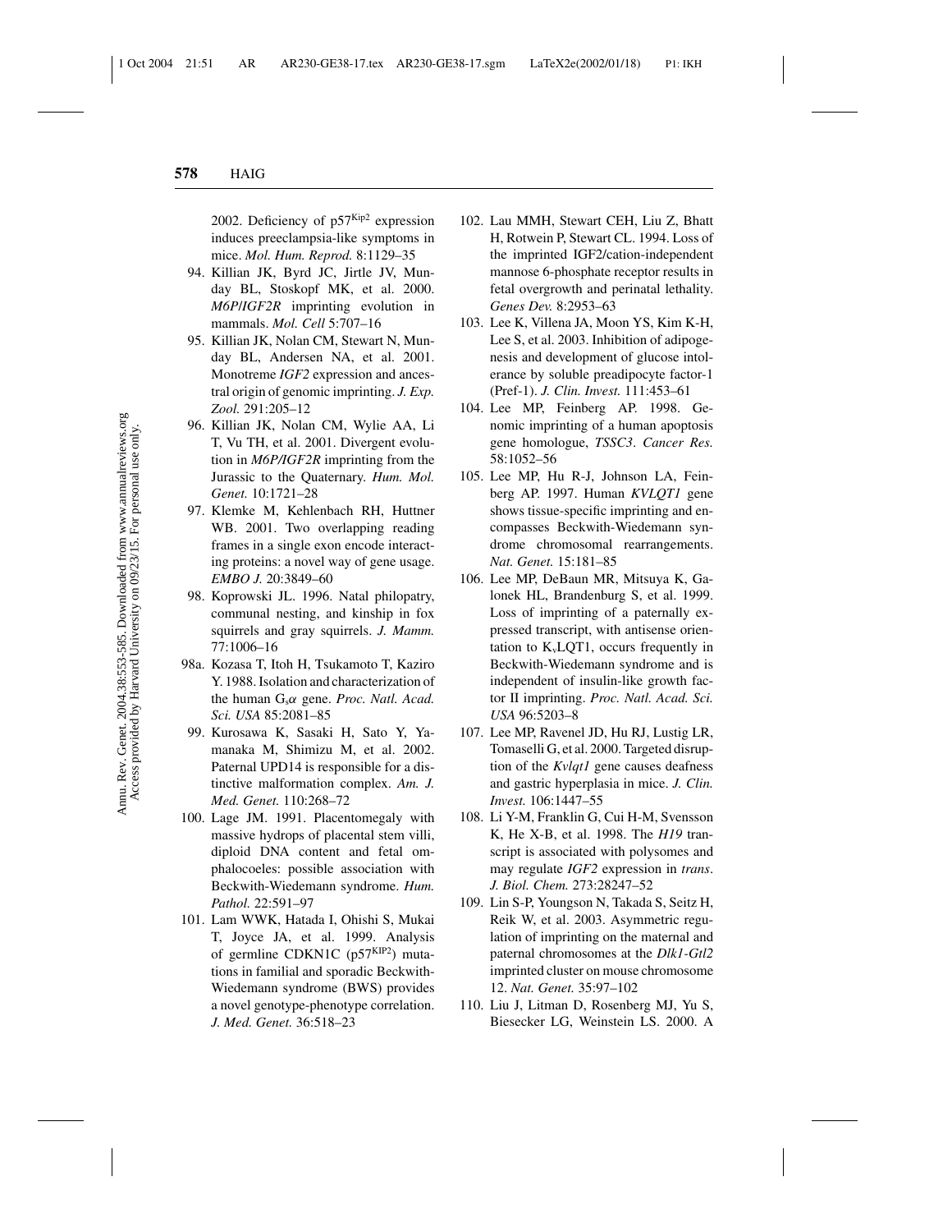2002. Deficiency of p57[Kip2] expression induces preeclampsia-like symptoms in mice. *Mol. Hum. Reprod.* 8:1129–35

94. Killian JK, Byrd JC, Jirtle JV, Munday BL, Stoskopf MK, et al. 2000. *M6P/IGF2R* imprinting evolution in mammals. *Mol. Cell* 5:707–16
95. Killian JK, Nolan CM, Stewart N, Munday BL, Andersen NA, et al. 2001. Monotreme *IGF2* expression and ancestral origin of genomic imprinting. *J. Exp. Zool.* 291:205–12
96. Killian JK, Nolan CM, Wylie AA, Li T, Vu TH, et al. 2001. Divergent evolution in *M6P/IGF2R* imprinting from the Jurassic to the Quaternary. *Hum. Mol. Genet.* 10:1721–28
97. Klemke M, Kehlenbach RH, Huttner WB. 2001. Two overlapping reading frames in a single exon encode interacting proteins: a novel way of gene usage. *EMBO J.* 20:3849–60
98. Koprowski JL. 1996. Natal philopatry, communal nesting, and kinship in fox squirrels and gray squirrels. *J. Mamm.* 77:1006–16

98a. Kozasa T, Itoh H, Tsukamoto T, Kaziro Y. 1988. Isolation and characterization of the human $G_s\alpha$ gene. *Proc. Natl. Acad. Sci. USA* 85:2081–85

99. Kurosawa K, Sasaki H, Sato Y, Yamanaka M, Shimizu M, et al. 2002. Paternal UPD14 is responsible for a distinctive malformation complex. *Am. J. Med. Genet.* 110:268–72
100. Lage JM. 1991. Placentomegaly with massive hydrops of placental stem villi, diploid DNA content and fetal omphalocoeles: possible association with Beckwith-Wiedemann syndrome. *Hum. Pathol.* 22:591–97
101. Lam WWK, Hatada I, Ohishi S, Mukai T, Joyce JA, et al. 1999. Analysis of germline CDKN1C (p57[KIP2]) mutations in familial and sporadic Beckwith-Wiedemann syndrome (BWS) provides a novel genotype-phenotype correlation. *J. Med. Genet.* 36:518–23
102. Lau MMH, Stewart CEH, Liu Z, Bhatt H, Rotwein P, Stewart CL. 1994. Loss of the imprinted IGF2/cation-independent mannose 6-phosphate receptor results in fetal overgrowth and perinatal lethality. *Genes Dev.* 8:2953–63
103. Lee K, Villena JA, Moon YS, Kim K-H, Lee S, et al. 2003. Inhibition of adipogenesis and development of glucose intolerance by soluble preadipocyte factor-1 (Pref-1). *J. Clin. Invest.* 111:453–61
104. Lee MP, Feinberg AP. 1998. Genomic imprinting of a human apoptosis gene homologue, *TSSC3*. *Cancer Res.* 58:1052–56
105. Lee MP, Hu R-J, Johnson LA, Feinberg AP. 1997. Human *KVLQT1* gene shows tissue-specific imprinting and encompasses Beckwith-Wiedemann syndrome chromosomal rearrangements. *Nat. Genet.* 15:181–85
106. Lee MP, DeBaun MR, Mitsuya K, Galonek HL, Brandenburg S, et al. 1999. Loss of imprinting of a paternally expressed transcript, with antisense orientation to $K_v$LQT1, occurs frequently in Beckwith-Wiedemann syndrome and is independent of insulin-like growth factor II imprinting. *Proc. Natl. Acad. Sci. USA* 96:5203–8
107. Lee MP, Ravenel JD, Hu RJ, Lustig LR, Tomaselli G, et al. 2000. Targeted disruption of the *Kvlqt1* gene causes deafness and gastric hyperplasia in mice. *J. Clin. Invest.* 106:1447–55
108. Li Y-M, Franklin G, Cui H-M, Svensson K, He X-B, et al. 1998. The *H19* transcript is associated with polysomes and may regulate *IGF2* expression in *trans*. *J. Biol. Chem.* 273:28247–52
109. Lin S-P, Youngson N, Takada S, Seitz H, Reik W, et al. 2003. Asymmetric regulation of imprinting on the maternal and paternal chromosomes at the *Dlk1-Gtl2* imprinted cluster on mouse chromosome 12. *Nat. Genet.* 35:97–102
110. Liu J, Litman D, Rosenberg MJ, Yu S, Biesecker LG, Weinstein LS. 2000. A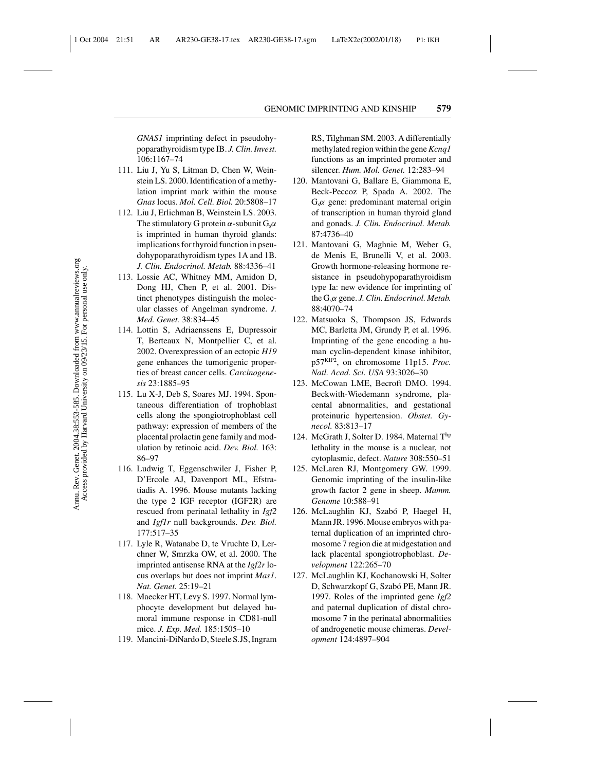*GNAS1* imprinting defect in pseudohypoparathyroidism type IB. *J. Clin. Invest.* 106:1167–74

111. Liu J, Yu S, Litman D, Chen W, Weinstein LS. 2000. Identification of a methylation imprint mark within the mouse *Gnas* locus. *Mol. Cell. Biol.* 20:5808–17
112. Liu J, Erlichman B, Weinstein LS. 2003. The stimulatory G protein $\alpha$-subunit $G_s\alpha$ is imprinted in human thyroid glands: implications for thyroid function in pseudohypoparathyroidism types 1A and 1B. *J. Clin. Endocrinol. Metab.* 88:4336–41
113. Lossie AC, Whitney MM, Amidon D, Dong HJ, Chen P, et al. 2001. Distinct phenotypes distinguish the molecular classes of Angelman syndrome. *J. Med. Genet.* 38:834–45
114. Lottin S, Adriaenssens E, Dupressoir T, Berteaux N, Montpellier C, et al. 2002. Overexpression of an ectopic *H19* gene enhances the tumorigenic properties of breast cancer cells. *Carcinogenesis* 23:1885–95
115. Lu X-J, Deb S, Soares MJ. 1994. Spontaneous differentiation of trophoblast cells along the spongiotrophoblast cell pathway: expression of members of the placental prolactin gene family and modulation by retinoic acid. *Dev. Biol.* 163: 86–97
116. Ludwig T, Eggenschwiler J, Fisher P, D'Ercole AJ, Davenport ML, Efstratiadis A. 1996. Mouse mutants lacking the type 2 IGF receptor (IGF2R) are rescued from perinatal lethality in *Igf2* and *Igf1r* null backgrounds. *Dev. Biol.* 177:517–35
117. Lyle R, Watanabe D, te Vruchte D, Lerchner W, Smrzka OW, et al. 2000. The imprinted antisense RNA at the *Igf2r* locus overlaps but does not imprint *Mas1*. *Nat. Genet.* 25:19–21
118. Maecker HT, Levy S. 1997. Normal lymphocyte development but delayed humoral immune response in CD81-null mice. *J. Exp. Med.* 185:1505–10
119. Mancini-DiNardo D, Steele S.JS, Ingram RS, Tilghman SM. 2003. A differentially methylated region within the gene *Kcnq1* functions as an imprinted promoter and silencer. *Hum. Mol. Genet.* 12:283–94
120. Mantovani G, Ballare E, Giammona E, Beck-Peccoz P, Spada A. 2002. The $G_s\alpha$ gene: predominant maternal origin of transcription in human thyroid gland and gonads. *J. Clin. Endocrinol. Metab.* 87:4736–40
121. Mantovani G, Maghnie M, Weber G, de Menis E, Brunelli V, et al. 2003. Growth hormone-releasing hormone resistance in pseudohypoparathyroidism type Ia: new evidence for imprinting of the $G_s\alpha$ gene. *J. Clin. Endocrinol. Metab.* 88:4070–74
122. Matsuoka S, Thompson JS, Edwards MC, Barletta JM, Grundy P, et al. 1996. Imprinting of the gene encoding a human cyclin-dependent kinase inhibitor, $p57^{KIP2}$, on chromosome 11p15. *Proc. Natl. Acad. Sci. USA* 93:3026–30
123. McCowan LME, Becroft DMO. 1994. Beckwith-Wiedemann syndrome, placental abnormalities, and gestational proteinuric hypertension. *Obstet. Gynecol.* 83:813–17
124. McGrath J, Solter D. 1984. Maternal $T^{hp}$ lethality in the mouse is a nuclear, not cytoplasmic, defect. *Nature* 308:550–51
125. McLaren RJ, Montgomery GW. 1999. Genomic imprinting of the insulin-like growth factor 2 gene in sheep. *Mamm. Genome* 10:588–91
126. McLaughlin KJ, Szabó P, Haegel H, Mann JR. 1996. Mouse embryos with paternal duplication of an imprinted chromosome 7 region die at midgestation and lack placental spongiotrophoblast. *Development* 122:265–70
127. McLaughlin KJ, Kochanowski H, Solter D, Schwarzkopf G, Szabó PE, Mann JR. 1997. Roles of the imprinted gene *Igf2* and paternal duplication of distal chromosome 7 in the perinatal abnormalities of androgenetic mouse chimeras. *Development* 124:4897–904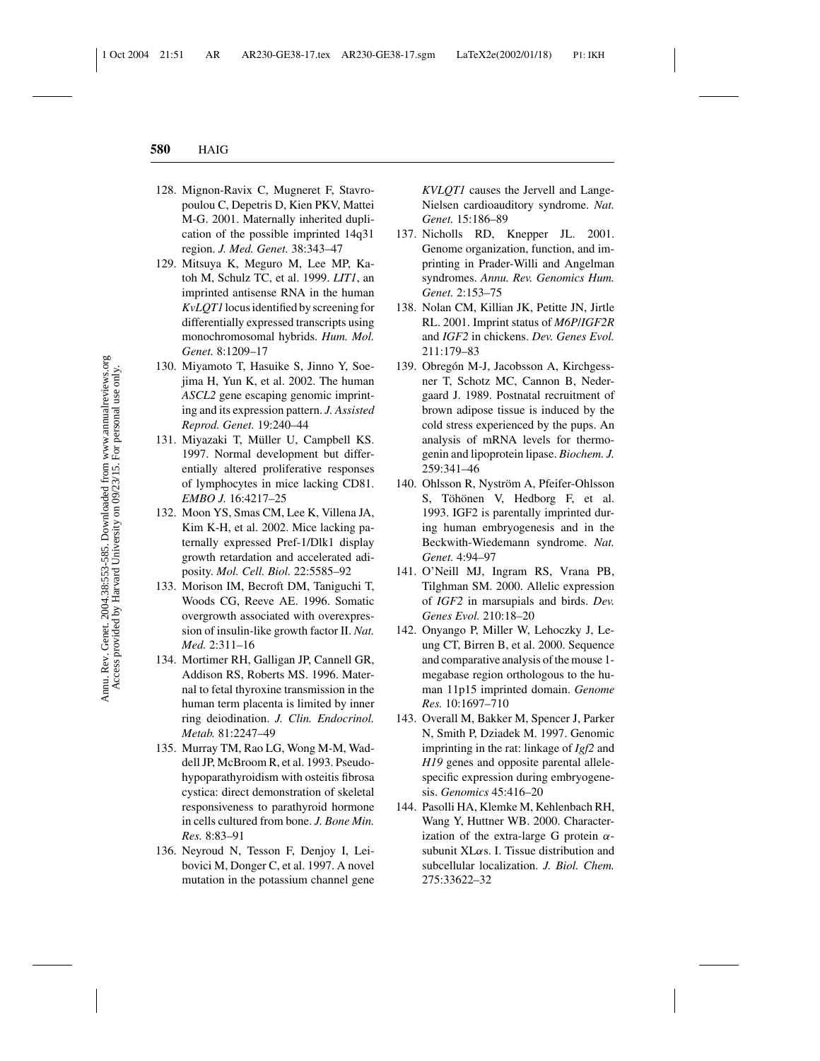128. Mignon-Ravix C, Mugneret F, Stavropoulou C, Depetris D, Kien PKV, Mattei M-G. 2001. Maternally inherited duplication of the possible imprinted 14q31 region. *J. Med. Genet.* 38:343–47
129. Mitsuya K, Meguro M, Lee MP, Katoh M, Schulz TC, et al. 1999. *LIT1*, an imprinted antisense RNA in the human *KvLQT1* locus identified by screening for differentially expressed transcripts using monochromosomal hybrids. *Hum. Mol. Genet.* 8:1209–17
130. Miyamoto T, Hasuike S, Jinno Y, Soejima H, Yun K, et al. 2002. The human *ASCL2* gene escaping genomic imprinting and its expression pattern. *J. Assisted Reprod. Genet.* 19:240–44
131. Miyazaki T, Müller U, Campbell KS. 1997. Normal development but differentially altered proliferative responses of lymphocytes in mice lacking CD81. *EMBO J.* 16:4217–25
132. Moon YS, Smas CM, Lee K, Villena JA, Kim K-H, et al. 2002. Mice lacking paternally expressed Pref-1/Dlk1 display growth retardation and accelerated adiposity. *Mol. Cell. Biol.* 22:5585–92
133. Morison IM, Becroft DM, Taniguchi T, Woods CG, Reeve AE. 1996. Somatic overgrowth associated with overexpression of insulin-like growth factor II. *Nat. Med.* 2:311–16
134. Mortimer RH, Galligan JP, Cannell GR, Addison RS, Roberts MS. 1996. Maternal to fetal thyroxine transmission in the human term placenta is limited by inner ring deiodination. *J. Clin. Endocrinol. Metab.* 81:2247–49
135. Murray TM, Rao LG, Wong M-M, Waddell JP, McBroom R, et al. 1993. Pseudohypoparathyroidism with osteitis fibrosa cystica: direct demonstration of skeletal responsiveness to parathyroid hormone in cells cultured from bone. *J. Bone Min. Res.* 8:83–91
136. Neyroud N, Tesson F, Denjoy I, Leibovici M, Donger C, et al. 1997. A novel mutation in the potassium channel gene *KVLQT1* causes the Jervell and Lange-Nielsen cardioauditory syndrome. *Nat. Genet.* 15:186–89
137. Nicholls RD, Knepper JL. 2001. Genome organization, function, and imprinting in Prader-Willi and Angelman syndromes. *Annu. Rev. Genomics Hum. Genet.* 2:153–75
138. Nolan CM, Killian JK, Petitte JN, Jirtle RL. 2001. Imprint status of *M6P/IGF2R* and *IGF2* in chickens. *Dev. Genes Evol.* 211:179–83
139. Obregón M-J, Jacobsson A, Kirchgessner T, Schotz MC, Cannon B, Nedergaard J. 1989. Postnatal recruitment of brown adipose tissue is induced by the cold stress experienced by the pups. An analysis of mRNA levels for thermogenin and lipoprotein lipase. *Biochem. J.* 259:341–46
140. Ohlsson R, Nyström A, Pfeifer-Ohlsson S, Töhönen V, Hedborg F, et al. 1993. IGF2 is parentally imprinted during human embryogenesis and in the Beckwith-Wiedemann syndrome. *Nat. Genet.* 4:94–97
141. O'Neill MJ, Ingram RS, Vrana PB, Tilghman SM. 2000. Allelic expression of *IGF2* in marsupials and birds. *Dev. Genes Evol.* 210:18–20
142. Onyango P, Miller W, Lehoczky J, Leung CT, Birren B, et al. 2000. Sequence and comparative analysis of the mouse 1-megabase region orthologous to the human 11p15 imprinted domain. *Genome Res.* 10:1697–710
143. Overall M, Bakker M, Spencer J, Parker N, Smith P, Dziadek M. 1997. Genomic imprinting in the rat: linkage of *Igf2* and *H19* genes and opposite parental allele-specific expression during embryogenesis. *Genomics* 45:416–20
144. Pasolli HA, Klemke M, Kehlenbach RH, Wang Y, Huttner WB. 2000. Characterization of the extra-large G protein $\alpha$-subunit XL$\alpha$s. I. Tissue distribution and subcellular localization. *J. Biol. Chem.* 275:33622–32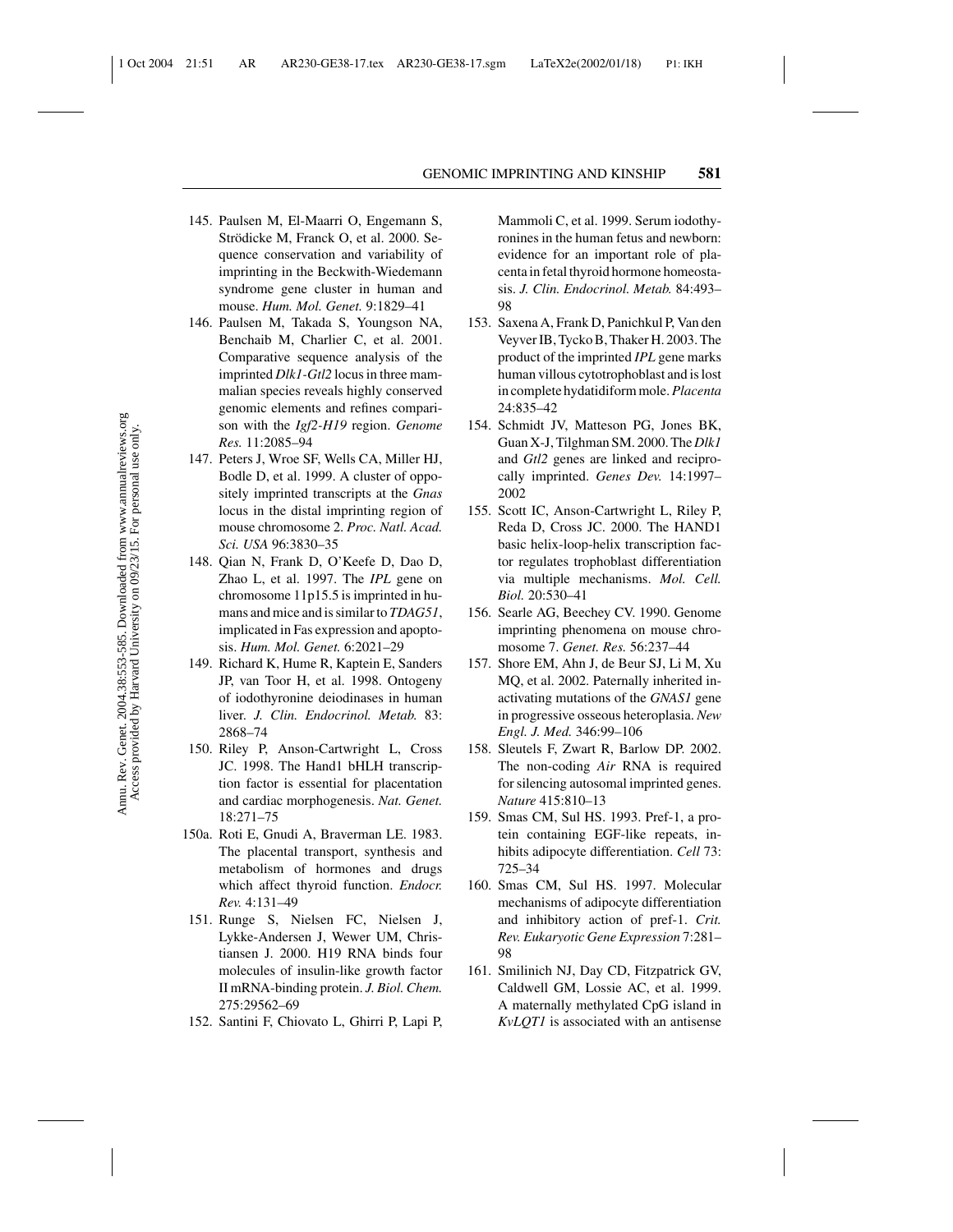145. Paulsen M, El-Maarri O, Engemann S, Strödicke M, Franck O, et al. 2000. Sequence conservation and variability of imprinting in the Beckwith-Wiedemann syndrome gene cluster in human and mouse. *Hum. Mol. Genet.* 9:1829–41

146. Paulsen M, Takada S, Youngson NA, Benchaib M, Charlier C, et al. 2001. Comparative sequence analysis of the imprinted *Dlk1-Gtl2* locus in three mammalian species reveals highly conserved genomic elements and refines comparison with the *Igf2-H19* region. *Genome Res.* 11:2085–94

147. Peters J, Wroe SF, Wells CA, Miller HJ, Bodle D, et al. 1999. A cluster of oppositely imprinted transcripts at the *Gnas* locus in the distal imprinting region of mouse chromosome 2. *Proc. Natl. Acad. Sci. USA* 96:3830–35

148. Qian N, Frank D, O'Keefe D, Dao D, Zhao L, et al. 1997. The *IPL* gene on chromosome 11p15.5 is imprinted in humans and mice and is similar to *TDAG51*, implicated in Fas expression and apoptosis. *Hum. Mol. Genet.* 6:2021–29

149. Richard K, Hume R, Kaptein E, Sanders JP, van Toor H, et al. 1998. Ontogeny of iodothyronine deiodinases in human liver. *J. Clin. Endocrinol. Metab.* 83: 2868–74

150. Riley P, Anson-Cartwright L, Cross JC. 1998. The Hand1 bHLH transcription factor is essential for placentation and cardiac morphogenesis. *Nat. Genet.* 18:271–75

150a. Roti E, Gnudi A, Braverman LE. 1983. The placental transport, synthesis and metabolism of hormones and drugs which affect thyroid function. *Endocr. Rev.* 4:131–49

151. Runge S, Nielsen FC, Nielsen J, Lykke-Andersen J, Wewer UM, Christiansen J. 2000. H19 RNA binds four molecules of insulin-like growth factor II mRNA-binding protein. *J. Biol. Chem.* 275:29562–69

152. Santini F, Chiovato L, Ghirri P, Lapi P, Mammoli C, et al. 1999. Serum iodothyronines in the human fetus and newborn: evidence for an important role of placenta in fetal thyroid hormone homeostasis. *J. Clin. Endocrinol. Metab.* 84:493–98

153. Saxena A, Frank D, Panichkul P, Van den Veyver IB, Tycko B, Thaker H. 2003. The product of the imprinted *IPL* gene marks human villous cytotrophoblast and is lost in complete hydatidiform mole. *Placenta* 24:835–42

154. Schmidt JV, Matteson PG, Jones BK, Guan X-J, Tilghman SM. 2000. The *Dlk1* and *Gtl2* genes are linked and reciprocally imprinted. *Genes Dev.* 14:1997–2002

155. Scott IC, Anson-Cartwright L, Riley P, Reda D, Cross JC. 2000. The HAND1 basic helix-loop-helix transcription factor regulates trophoblast differentiation via multiple mechanisms. *Mol. Cell. Biol.* 20:530–41

156. Searle AG, Beechey CV. 1990. Genome imprinting phenomena on mouse chromosome 7. *Genet. Res.* 56:237–44

157. Shore EM, Ahn J, de Beur SJ, Li M, Xu MQ, et al. 2002. Paternally inherited inactivating mutations of the *GNAS1* gene in progressive osseous heteroplasia. *New Engl. J. Med.* 346:99–106

158. Sleutels F, Zwart R, Barlow DP. 2002. The non-coding *Air* RNA is required for silencing autosomal imprinted genes. *Nature* 415:810–13

159. Smas CM, Sul HS. 1993. Pref-1, a protein containing EGF-like repeats, inhibits adipocyte differentiation. *Cell* 73: 725–34

160. Smas CM, Sul HS. 1997. Molecular mechanisms of adipocyte differentiation and inhibitory action of pref-1. *Crit. Rev. Eukaryotic Gene Expression* 7:281–98

161. Smilinich NJ, Day CD, Fitzpatrick GV, Caldwell GM, Lossie AC, et al. 1999. A maternally methylated CpG island in *KvLQT1* is associated with an antisense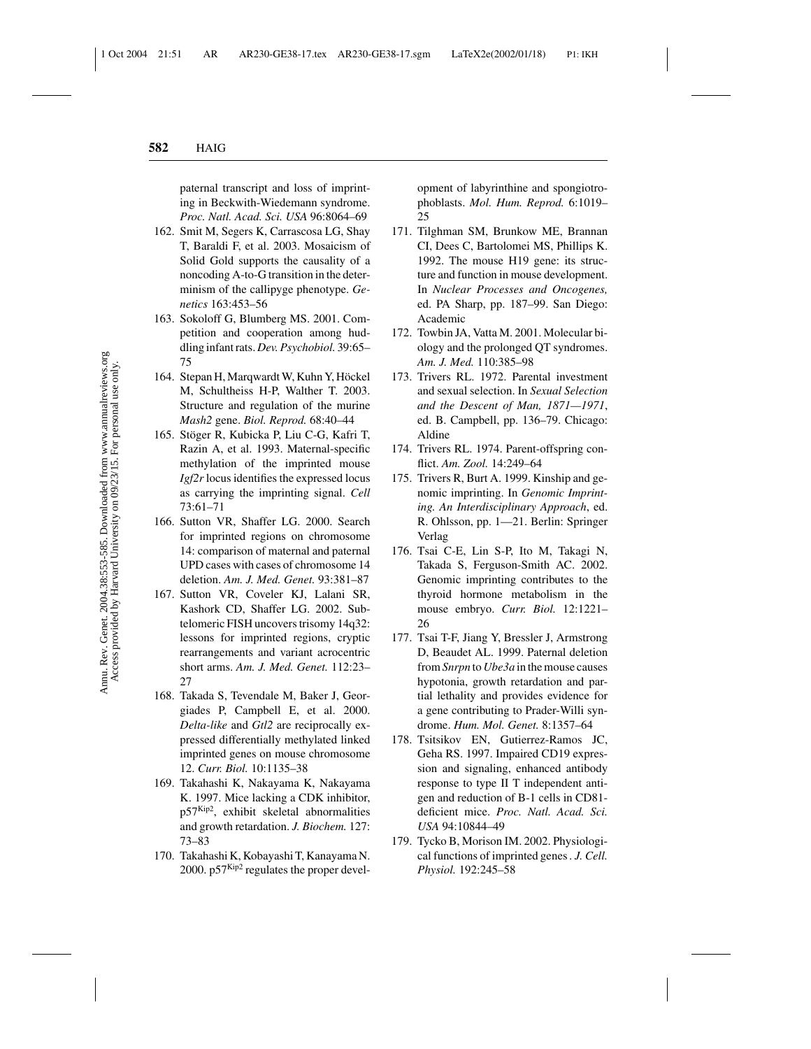paternal transcript and loss of imprinting in Beckwith-Wiedemann syndrome. *Proc. Natl. Acad. Sci. USA* 96:8064–69

162. Smit M, Segers K, Carrascosa LG, Shay T, Baraldi F, et al. 2003. Mosaicism of Solid Gold supports the causality of a noncoding A-to-G transition in the determinism of the callipyge phenotype. *Genetics* 163:453–56
163. Sokoloff G, Blumberg MS. 2001. Competition and cooperation among huddling infant rats. *Dev. Psychobiol.* 39:65–75
164. Stepan H, Marqwardt W, Kuhn Y, Höckel M, Schultheiss H-P, Walther T. 2003. Structure and regulation of the murine *Mash2* gene. *Biol. Reprod.* 68:40–44
165. Stöger R, Kubicka P, Liu C-G, Kafri T, Razin A, et al. 1993. Maternal-specific methylation of the imprinted mouse *Igf2r* locus identifies the expressed locus as carrying the imprinting signal. *Cell* 73:61–71
166. Sutton VR, Shaffer LG. 2000. Search for imprinted regions on chromosome 14: comparison of maternal and paternal UPD cases with cases of chromosome 14 deletion. *Am. J. Med. Genet.* 93:381–87
167. Sutton VR, Coveler KJ, Lalani SR, Kashork CD, Shaffer LG. 2002. Subtelomeric FISH uncovers trisomy 14q32: lessons for imprinted regions, cryptic rearrangements and variant acrocentric short arms. *Am. J. Med. Genet.* 112:23–27
168. Takada S, Tevendale M, Baker J, Georgiades P, Campbell E, et al. 2000. *Delta-like* and *Gtl2* are reciprocally expressed differentially methylated linked imprinted genes on mouse chromosome 12. *Curr. Biol.* 10:1135–38
169. Takahashi K, Nakayama K, Nakayama K. 1997. Mice lacking a CDK inhibitor, p57[Kip2], exhibit skeletal abnormalities and growth retardation. *J. Biochem.* 127: 73–83
170. Takahashi K, Kobayashi T, Kanayama N. 2000. p57[Kip2] regulates the proper development of labyrinthine and spongiotrophoblasts. *Mol. Hum. Reprod.* 6:1019–25
171. Tilghman SM, Brunkow ME, Brannan CI, Dees C, Bartolomei MS, Phillips K. 1992. The mouse H19 gene: its structure and function in mouse development. In *Nuclear Processes and Oncogenes,* ed. PA Sharp, pp. 187–99. San Diego: Academic
172. Towbin JA, Vatta M. 2001. Molecular biology and the prolonged QT syndromes. *Am. J. Med.* 110:385–98
173. Trivers RL. 1972. Parental investment and sexual selection. In *Sexual Selection and the Descent of Man, 1871—1971*, ed. B. Campbell, pp. 136–79. Chicago: Aldine
174. Trivers RL. 1974. Parent-offspring conflict. *Am. Zool.* 14:249–64
175. Trivers R, Burt A. 1999. Kinship and genomic imprinting. In *Genomic Imprinting. An Interdisciplinary Approach*, ed. R. Ohlsson, pp. 1—21. Berlin: Springer Verlag
176. Tsai C-E, Lin S-P, Ito M, Takagi N, Takada S, Ferguson-Smith AC. 2002. Genomic imprinting contributes to the thyroid hormone metabolism in the mouse embryo. *Curr. Biol.* 12:1221–26
177. Tsai T-F, Jiang Y, Bressler J, Armstrong D, Beaudet AL. 1999. Paternal deletion from *Snrpn* to *Ube3a* in the mouse causes hypotonia, growth retardation and partial lethality and provides evidence for a gene contributing to Prader-Willi syndrome. *Hum. Mol. Genet.* 8:1357–64
178. Tsitsikov EN, Gutierrez-Ramos JC, Geha RS. 1997. Impaired CD19 expression and signaling, enhanced antibody response to type II T independent antigen and reduction of B-1 cells in CD81-deficient mice. *Proc. Natl. Acad. Sci. USA* 94:10844–49
179. Tycko B, Morison IM. 2002. Physiological functions of imprinted genes . *J. Cell. Physiol.* 192:245–58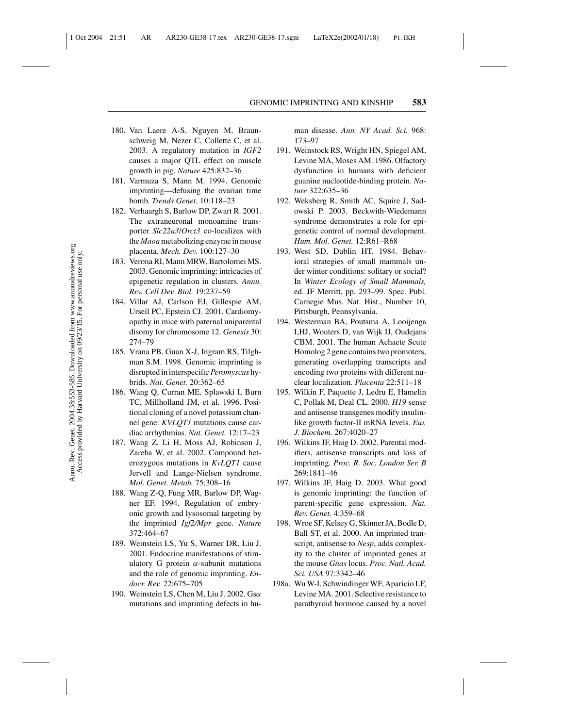180. Van Laere A-S, Nguyen M, Braunschweig M, Nezer C, Collette C, et al. 2003. A regulatory mutation in *IGF2* causes a major QTL effect on muscle growth in pig. *Nature* 425:832–36
181. Varmuza S, Mann M. 1994. Genomic imprinting—defusing the ovarian time bomb. *Trends Genet.* 10:118–23
182. Verhaargh S, Barlow DP, Zwart R. 2001. The extraneuronal monoamine transporter *Slc22a3/Orct3* co-localizes with the *Maoa* metabolizing enzyme in mouse placenta. *Mech. Dev.* 100:127–30
183. Verona RI, Mann MRW, Bartolomei MS. 2003. Genomic imprinting: intricacies of epigenetic regulation in clusters. *Annu. Rev. Cell Dev. Biol.* 19:237–59
184. Villar AJ, Carlson EJ, Gillespie AM, Ursell PC, Epstein CJ. 2001. Cardiomyopathy in mice with paternal uniparental disomy for chromosome 12. *Genesis* 30: 274–79
185. Vrana PB, Guan X-J, Ingram RS, Tilghman S.M. 1998. Genomic imprinting is disrupted in interspecific *Peromyscus* hybrids. *Nat. Genet.* 20:362–65
186. Wang Q, Curran ME, Splawski I, Burn TC, Millholland JM, et al. 1996. Positional cloning of a novel potassium channel gene: *KVLQT1* mutations cause cardiac arrhythmias. *Nat. Genet.* 12:17–23
187. Wang Z, Li H, Moss AJ, Robinson J, Zareba W, et al. 2002. Compound heterozygous mutations in *KvLQT1* cause Jervell and Lange-Nielsen syndrome. *Mol. Genet. Metab.* 75:308–16
188. Wang Z-Q, Fung MR, Barlow DP, Wagner EF. 1994. Regulation of embryonic growth and lysosomal targeting by the imprinted *Igf2/Mpr* gene. *Nature* 372:464–67
189. Weinstein LS, Yu S, Warner DR, Liu J. 2001. Endocrine manifestations of stimulatory G protein $\alpha$-subunit mutations and the role of genomic imprinting. *Endocr. Rev.* 22:675–705
190. Weinstein LS, Chen M, Liu J. 2002. Gs$\alpha$ mutations and imprinting defects in human disease. *Ann. NY Acad. Sci.* 968: 173–97
191. Weinstock RS, Wright HN, Spiegel AM, Levine MA, Moses AM. 1986. Olfactory dysfunction in humans with deficient guanine nucleotide-binding protein. *Nature* 322:635–36
192. Weksberg R, Smith AC, Squire J, Sadowski P. 2003. Beckwith-Wiedemann syndrome demonstrates a role for epigenetic control of normal development. *Hum. Mol. Genet.* 12:R61–R68
193. West SD, Dublin HT. 1984. Behavioral strategies of small mammals under winter conditions: solitary or social? In *Winter Ecology of Small Mammals,* ed. JF Merritt, pp. 293–99. Spec. Publ. Carnegie Mus. Nat. Hist., Number 10, Pittsburgh, Pennsylvania.
194. Westerman BA, Poutsma A, Looijenga LHJ, Wouters D, van Wijk IJ, Oudejans CBM. 2001. The human Achaete Scute Homolog 2 gene contains two promoters, generating overlapping transcripts and encoding two proteins with different nuclear localization. *Placenta* 22:511–18
195. Wilkin F, Paquette J, Ledru E, Hamelin C, Pollak M, Deal CL. 2000. *H19* sense and antisense transgenes modify insulin-like growth factor-II mRNA levels. *Eur. J. Biochem.* 267:4020–27
196. Wilkins JF, Haig D. 2002. Parental modifiers, antisense transcripts and loss of imprinting. *Proc. R. Soc. London Ser. B* 269:1841–46
197. Wilkins JF, Haig D. 2003. What good is genomic imprinting: the function of parent-specific gene expression. *Nat. Rev. Genet.* 4:359–68
198. Wroe SF, Kelsey G, Skinner JA, Bodle D, Ball ST, et al. 2000. An imprinted transcript, antisense to *Nesp*, adds complexity to the cluster of imprinted genes at the mouse *Gnas* locus. *Proc. Natl. Acad. Sci. USA* 97:3342–46

198a. Wu W-I, Schwindinger WF, Aparicio LF, Levine MA. 2001. Selective resistance to parathyroid hormone caused by a novel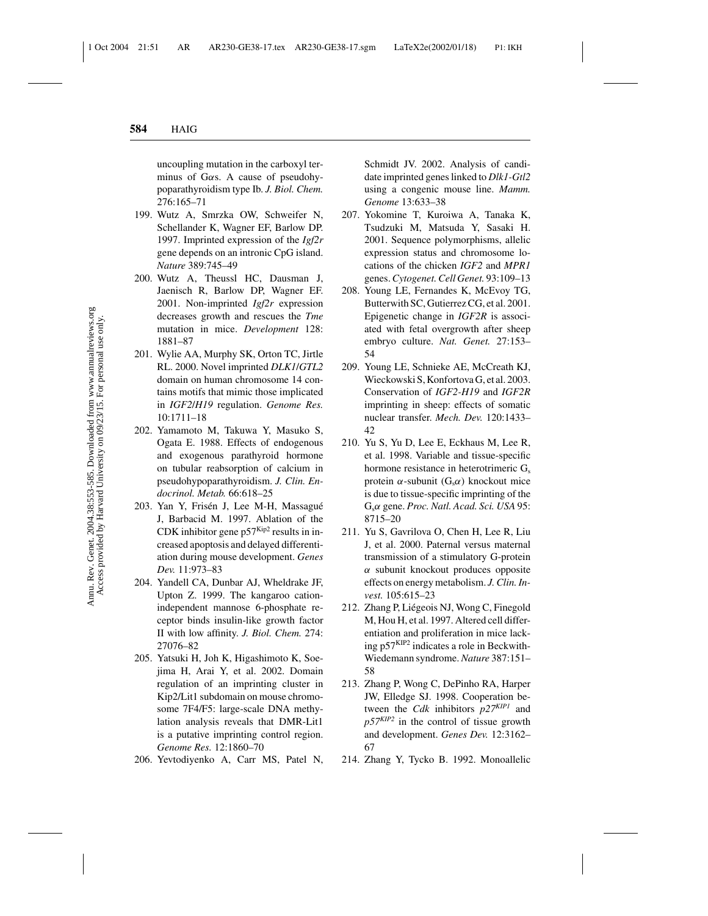uncoupling mutation in the carboxyl terminus of G$\alpha$s. A cause of pseudohypoparathyroidism type Ib. *J. Biol. Chem.* 276:165–71

199. Wutz A, Smrzka OW, Schweifer N, Schellander K, Wagner EF, Barlow DP. 1997. Imprinted expression of the *Igf2r* gene depends on an intronic CpG island. *Nature* 389:745–49
200. Wutz A, Theussl HC, Dausman J, Jaenisch R, Barlow DP, Wagner EF. 2001. Non-imprinted *Igf2r* expression decreases growth and rescues the *Tme* mutation in mice. *Development* 128: 1881–87
201. Wylie AA, Murphy SK, Orton TC, Jirtle RL. 2000. Novel imprinted *DLK1/GTL2* domain on human chromosome 14 contains motifs that mimic those implicated in *IGF2/H19* regulation. *Genome Res.* 10:1711–18
202. Yamamoto M, Takuwa Y, Masuko S, Ogata E. 1988. Effects of endogenous and exogenous parathyroid hormone on tubular reabsorption of calcium in pseudohypoparathyroidism. *J. Clin. Endocrinol. Metab.* 66:618–25
203. Yan Y, Frisén J, Lee M-H, Massagué J, Barbacid M. 1997. Ablation of the CDK inhibitor gene $p57^{Kip2}$ results in increased apoptosis and delayed differentiation during mouse development. *Genes Dev.* 11:973–83
204. Yandell CA, Dunbar AJ, Wheldrake JF, Upton Z. 1999. The kangaroo cation-independent mannose 6-phosphate receptor binds insulin-like growth factor II with low affinity. *J. Biol. Chem.* 274: 27076–82
205. Yatsuki H, Joh K, Higashimoto K, Soejima H, Arai Y, et al. 2002. Domain regulation of an imprinting cluster in Kip2/Lit1 subdomain on mouse chromosome 7F4/F5: large-scale DNA methylation analysis reveals that DMR-Lit1 is a putative imprinting control region. *Genome Res.* 12:1860–70
206. Yevtodiyenko A, Carr MS, Patel N, Schmidt JV. 2002. Analysis of candidate imprinted genes linked to *Dlk1-Gtl2* using a congenic mouse line. *Mamm. Genome* 13:633–38
207. Yokomine T, Kuroiwa A, Tanaka K, Tsudzuki M, Matsuda Y, Sasaki H. 2001. Sequence polymorphisms, allelic expression status and chromosome locations of the chicken *IGF2* and *MPR1* genes. *Cytogenet. Cell Genet.* 93:109–13
208. Young LE, Fernandes K, McEvoy TG, Butterwith SC, Gutierrez CG, et al. 2001. Epigenetic change in *IGF2R* is associated with fetal overgrowth after sheep embryo culture. *Nat. Genet.* 27:153–54
209. Young LE, Schnieke AE, McCreath KJ, Wieckowski S, Konfortova G, et al. 2003. Conservation of *IGF2-H19* and *IGF2R* imprinting in sheep: effects of somatic nuclear transfer. *Mech. Dev.* 120:1433–42
210. Yu S, Yu D, Lee E, Eckhaus M, Lee R, et al. 1998. Variable and tissue-specific hormone resistance in heterotrimeric $G_s$ protein $\alpha$-subunit ($G_s\alpha$) knockout mice is due to tissue-specific imprinting of the $G_s\alpha$ gene. *Proc. Natl. Acad. Sci. USA* 95: 8715–20
211. Yu S, Gavrilova O, Chen H, Lee R, Liu J, et al. 2000. Paternal versus maternal transmission of a stimulatory G-protein $\alpha$ subunit knockout produces opposite effects on energy metabolism. *J. Clin. Invest.* 105:615–23
212. Zhang P, Liégeois NJ, Wong C, Finegold M, Hou H, et al. 1997. Altered cell differentiation and proliferation in mice lacking $p57^{KIP2}$ indicates a role in Beckwith-Wiedemann syndrome. *Nature* 387:151–58
213. Zhang P, Wong C, DePinho RA, Harper JW, Elledge SJ. 1998. Cooperation between the *Cdk* inhibitors $p27^{KIP1}$ and $p57^{KIP2}$ in the control of tissue growth and development. *Genes Dev.* 12:3162–67
214. Zhang Y, Tycko B. 1992. Monoallelic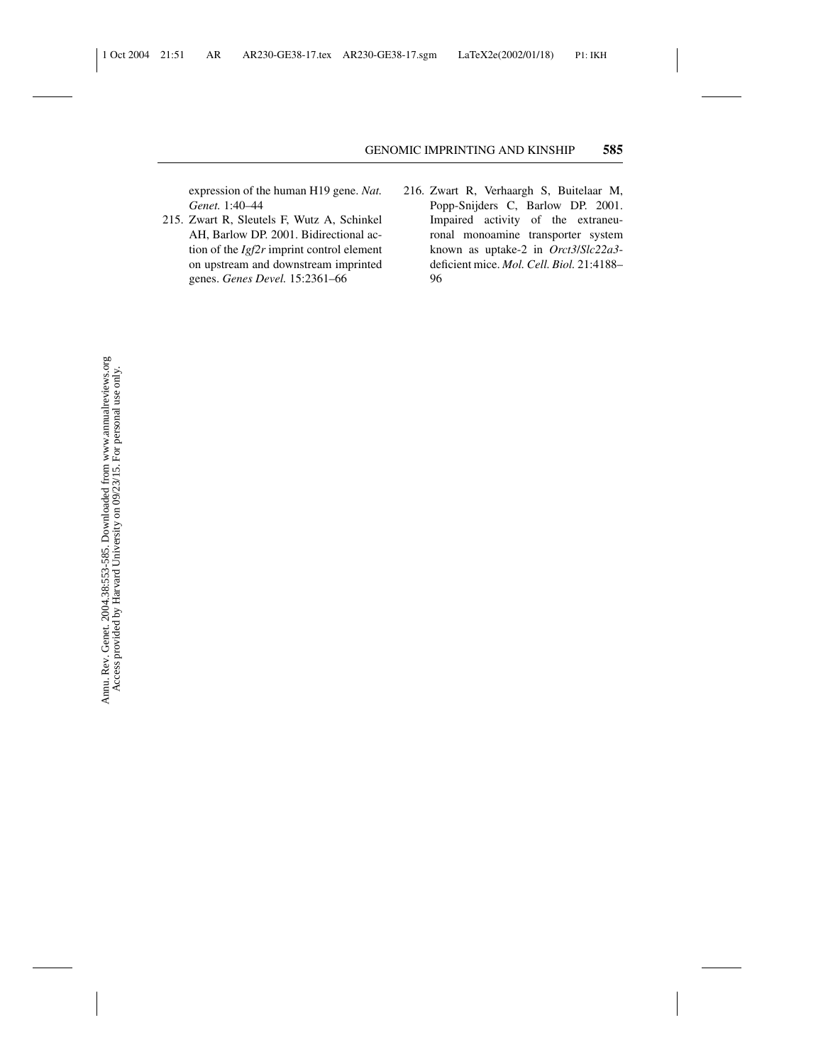expression of the human H19 gene. *Nat. Genet.* 1:40–44

215. Zwart R, Sleutels F, Wutz A, Schinkel AH, Barlow DP. 2001. Bidirectional action of the *Igf2r* imprint control element on upstream and downstream imprinted genes. *Genes Devel.* 15:2361–66

216. Zwart R, Verhaargh S, Buitelaar M, Popp-Snijders C, Barlow DP. 2001. Impaired activity of the extraneuronal monoamine transporter system known as uptake-2 in *Orct3*/*Slc22a3*-deficient mice. *Mol. Cell. Biol.* 21:4188–96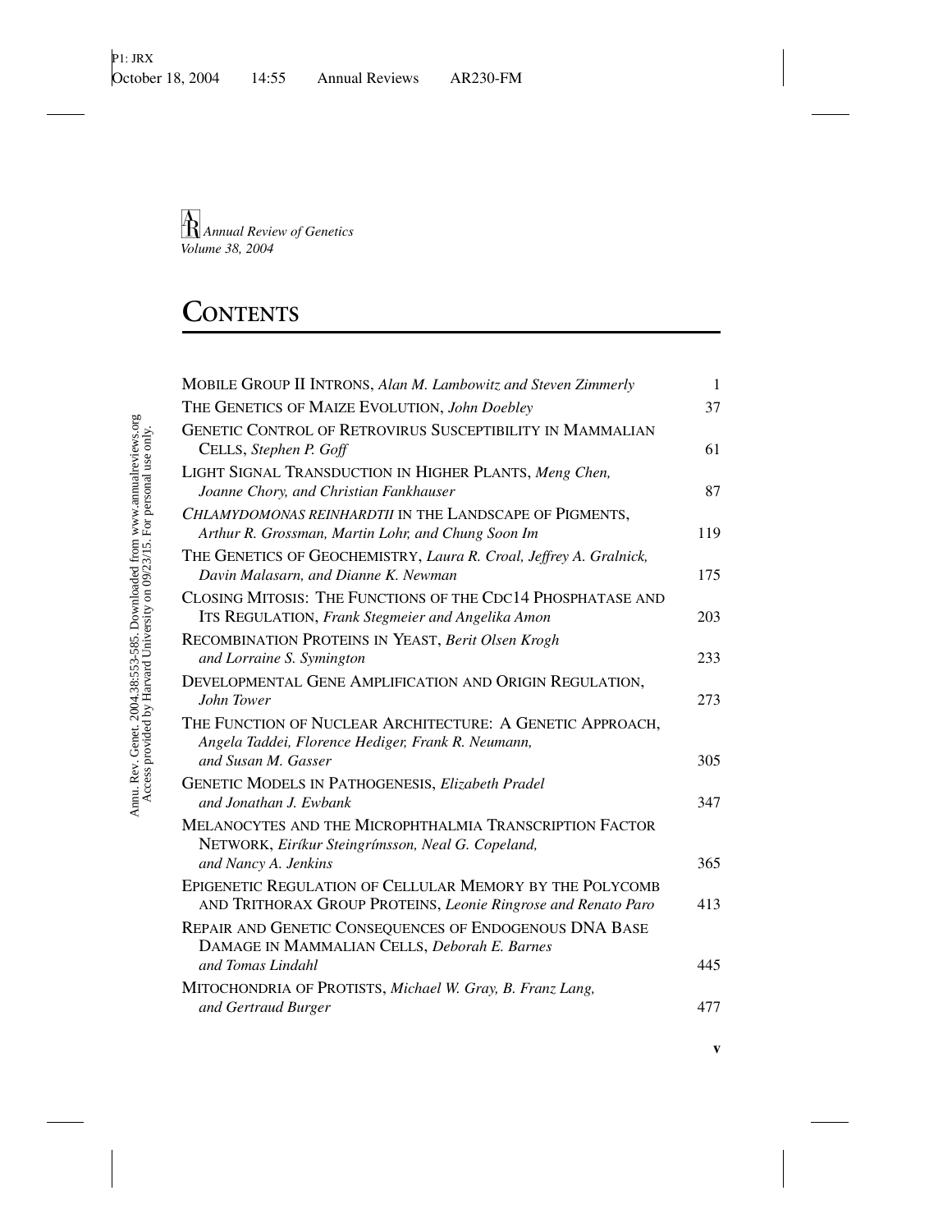*Annual Review of Genetics*
*Volume 38, 2004*

# CONTENTS

| | |
|---|---|
| MOBILE GROUP II INTRONS, *Alan M. Lambowitz and Steven Zimmerly* | 1 |
| THE GENETICS OF MAIZE EVOLUTION, *John Doebley* | 37 |
| GENETIC CONTROL OF RETROVIRUS SUSCEPTIBILITY IN MAMMALIAN CELLS, *Stephen P. Goff* | 61 |
| LIGHT SIGNAL TRANSDUCTION IN HIGHER PLANTS, *Meng Chen, Joanne Chory, and Christian Fankhauser* | 87 |
| *CHLAMYDOMONAS REINHARDTII* IN THE LANDSCAPE OF PIGMENTS, *Arthur R. Grossman, Martin Lohr, and Chung Soon Im* | 119 |
| THE GENETICS OF GEOCHEMISTRY, *Laura R. Croal, Jeffrey A. Gralnick, Davin Malasarn, and Dianne K. Newman* | 175 |
| CLOSING MITOSIS: THE FUNCTIONS OF THE CDC14 PHOSPHATASE AND ITS REGULATION, *Frank Stegmeier and Angelika Amon* | 203 |
| RECOMBINATION PROTEINS IN YEAST, *Berit Olsen Krogh and Lorraine S. Symington* | 233 |
| DEVELOPMENTAL GENE AMPLIFICATION AND ORIGIN REGULATION, *John Tower* | 273 |
| THE FUNCTION OF NUCLEAR ARCHITECTURE: A GENETIC APPROACH, *Angela Taddei, Florence Hediger, Frank R. Neumann, and Susan M. Gasser* | 305 |
| GENETIC MODELS IN PATHOGENESIS, *Elizabeth Pradel and Jonathan J. Ewbank* | 347 |
| MELANOCYTES AND THE MICROPHTHALMIA TRANSCRIPTION FACTOR NETWORK, *Eiríkur Steingrímsson, Neal G. Copeland, and Nancy A. Jenkins* | 365 |
| EPIGENETIC REGULATION OF CELLULAR MEMORY BY THE POLYCOMB AND TRITHORAX GROUP PROTEINS, *Leonie Ringrose and Renato Paro* | 413 |
| REPAIR AND GENETIC CONSEQUENCES OF ENDOGENOUS DNA BASE DAMAGE IN MAMMALIAN CELLS, *Deborah E. Barnes and Tomas Lindahl* | 445 |
| MITOCHONDRIA OF PROTISTS, *Michael W. Gray, B. Franz Lang, and Gertraud Burger* | 477 |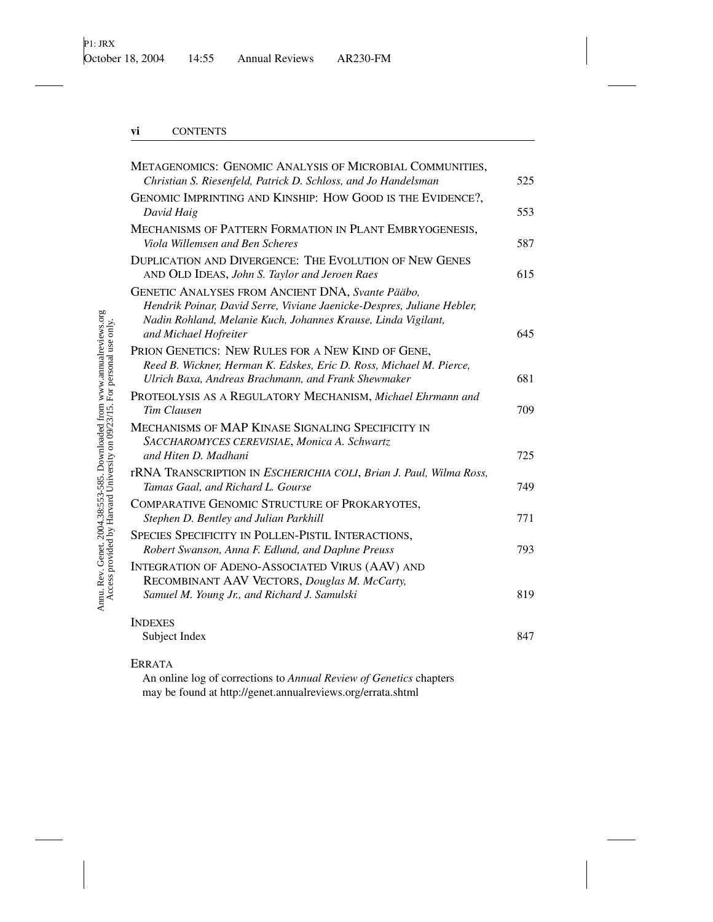METAGENOMICS: GENOMIC ANALYSIS OF MICROBIAL COMMUNITIES, *Christian S. Riesenfeld, Patrick D. Schloss, and Jo Handelsman* 525

GENOMIC IMPRINTING AND KINSHIP: HOW GOOD IS THE EVIDENCE?, *David Haig* 553

MECHANISMS OF PATTERN FORMATION IN PLANT EMBRYOGENESIS, *Viola Willemsen and Ben Scheres* 587

DUPLICATION AND DIVERGENCE: THE EVOLUTION OF NEW GENES AND OLD IDEAS, *John S. Taylor and Jeroen Raes* 615

GENETIC ANALYSES FROM ANCIENT DNA, *Svante Pääbo, Hendrik Poinar, David Serre, Viviane Jaenicke-Despres, Juliane Hebler, Nadin Rohland, Melanie Kuch, Johannes Krause, Linda Vigilant, and Michael Hofreiter* 645

PRION GENETICS: NEW RULES FOR A NEW KIND OF GENE, *Reed B. Wickner, Herman K. Edskes, Eric D. Ross, Michael M. Pierce, Ulrich Baxa, Andreas Brachmann, and Frank Shewmaker* 681

PROTEOLYSIS AS A REGULATORY MECHANISM, *Michael Ehrmann and Tim Clausen* 709

MECHANISMS OF MAP KINASE SIGNALING SPECIFICITY IN *SACCHAROMYCES CEREVISIAE*, *Monica A. Schwartz and Hiten D. Madhani* 725

rRNA TRANSCRIPTION IN *ESCHERICHIA COLI*, *Brian J. Paul, Wilma Ross, Tamas Gaal, and Richard L. Gourse* 749

COMPARATIVE GENOMIC STRUCTURE OF PROKARYOTES, *Stephen D. Bentley and Julian Parkhill* 771

SPECIES SPECIFICITY IN POLLEN-PISTIL INTERACTIONS, *Robert Swanson, Anna F. Edlund, and Daphne Preuss* 793

INTEGRATION OF ADENO-ASSOCIATED VIRUS (AAV) AND RECOMBINANT AAV VECTORS, *Douglas M. McCarty, Samuel M. Young Jr., and Richard J. Samulski* 819

INDEXES

Subject Index 847

ERRATA

An online log of corrections to *Annual Review of Genetics* chapters may be found at http://genet.annualreviews.org/errata.shtml